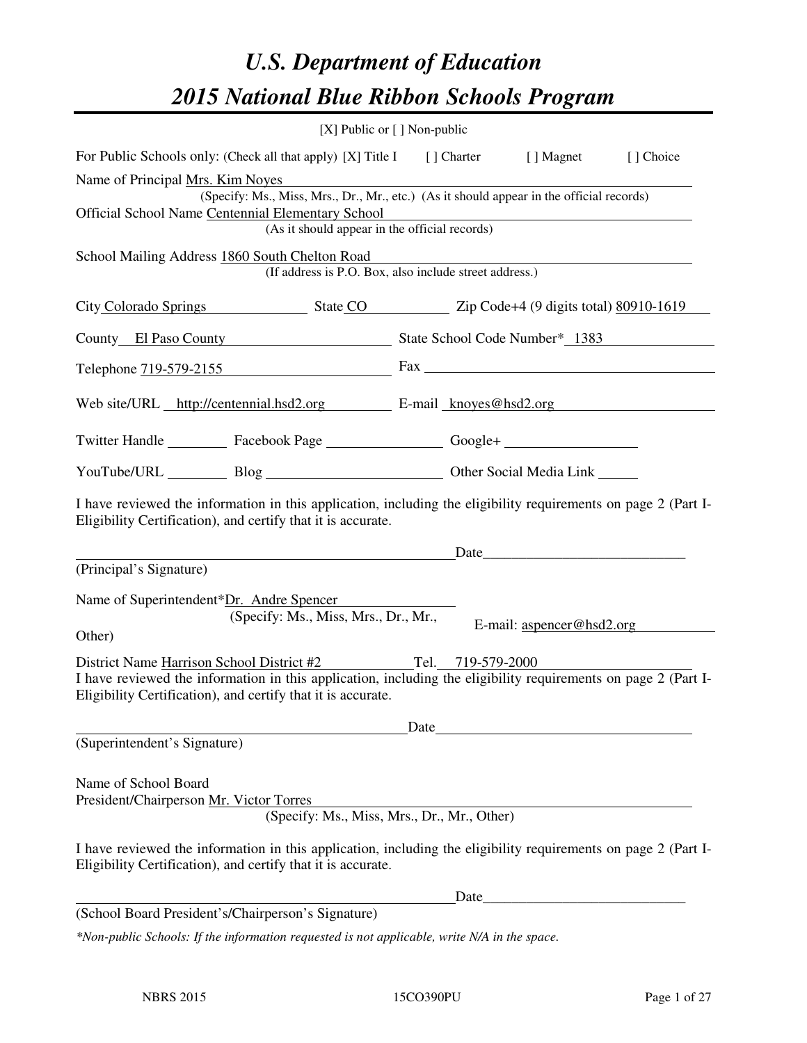# U.S. Department of Education

# 2015 National Blue Ribbon Schools Program

[X] Public or [ ] Non-public

For Public Schools only: (Check all that apply) [X] Title I [ ] Charter [ ] Magnet [ ] Choice

Name of Principal Mrs. Kim Noyes
(Specify: Ms., Miss, Mrs., Dr., Mr., etc.) (As it should appear in the official records)

Official School Name Centennial Elementary School
(As it should appear in the official records)

School Mailing Address 1860 South Chelton Road
(If address is P.O. Box, also include street address.)

City Colorado Springs State CO Zip Code+4 (9 digits total) 80910-1619

County El Paso County State School Code Number* 1383

Telephone 719-579-2155 Fax

Web site/URL http://centennial.hsd2.org E-mail knoyes@hsd2.org

Twitter Handle Facebook Page Google+

YouTube/URL Blog Other Social Media Link

I have reviewed the information in this application, including the eligibility requirements on page 2 (Part I-Eligibility Certification), and certify that it is accurate.

_______________________________________ Date_____________________

(Principal's Signature)

Name of Superintendent* Dr. Andre Spencer
(Specify: Ms., Miss, Mrs., Dr., Mr., Other)

E-mail: aspencer@hsd2.org

District Name Harrison School District #2 Tel. 719-579-2000

I have reviewed the information in this application, including the eligibility requirements on page 2 (Part I-Eligibility Certification), and certify that it is accurate.

_______________________________________ Date_____________________

(Superintendent's Signature)

Name of School Board
President/Chairperson Mr. Victor Torres
(Specify: Ms., Miss, Mrs., Dr., Mr., Other)

I have reviewed the information in this application, including the eligibility requirements on page 2 (Part I-Eligibility Certification), and certify that it is accurate.

_______________________________________ Date_____________________

(School Board President's/Chairperson's Signature)

*\*Non-public Schools: If the information requested is not applicable, write N/A in the space.*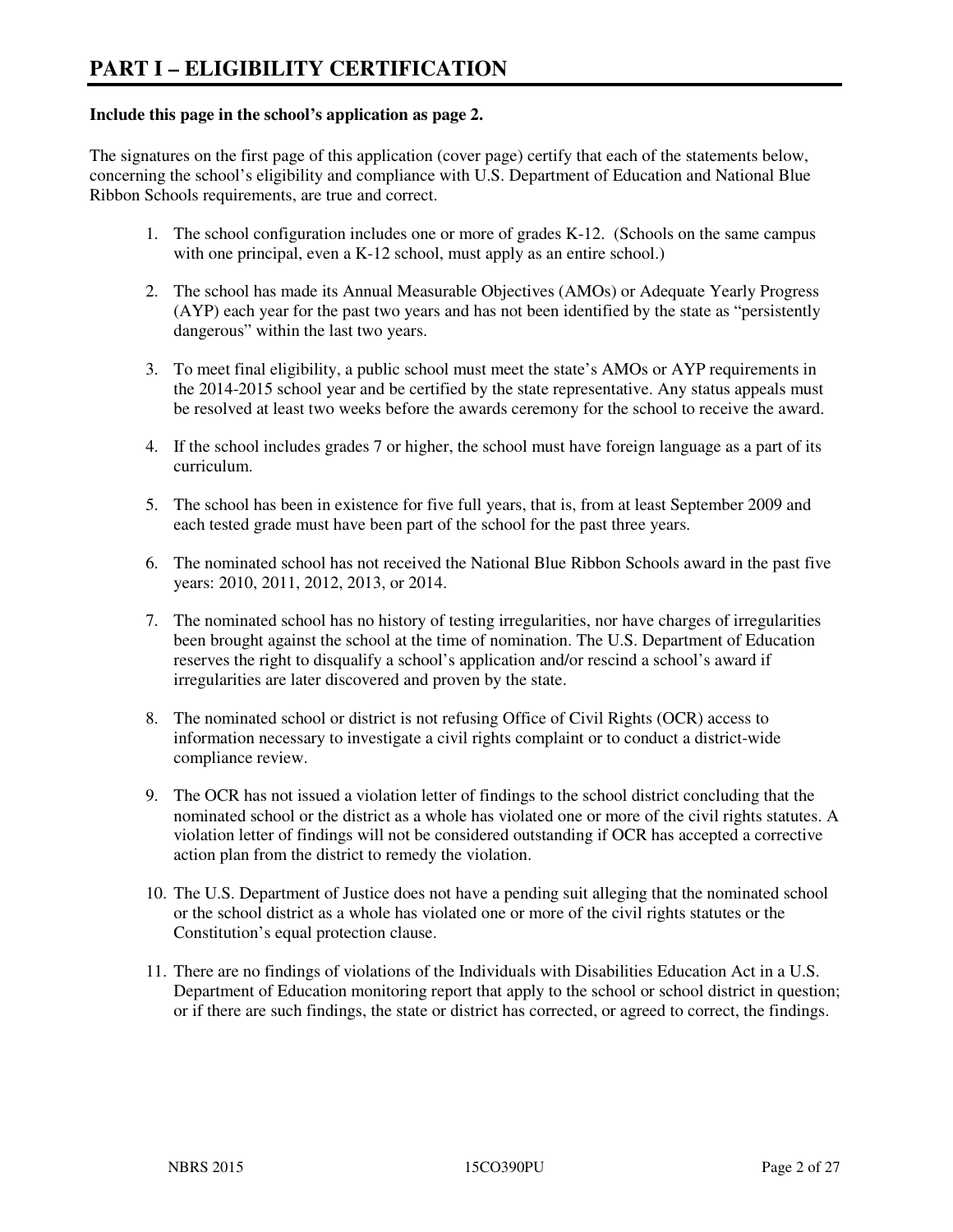# PART I – ELIGIBILITY CERTIFICATION

**Include this page in the school's application as page 2.**

The signatures on the first page of this application (cover page) certify that each of the statements below, concerning the school's eligibility and compliance with U.S. Department of Education and National Blue Ribbon Schools requirements, are true and correct.

1. The school configuration includes one or more of grades K-12. (Schools on the same campus with one principal, even a K-12 school, must apply as an entire school.)

2. The school has made its Annual Measurable Objectives (AMOs) or Adequate Yearly Progress (AYP) each year for the past two years and has not been identified by the state as "persistently dangerous" within the last two years.

3. To meet final eligibility, a public school must meet the state's AMOs or AYP requirements in the 2014-2015 school year and be certified by the state representative. Any status appeals must be resolved at least two weeks before the awards ceremony for the school to receive the award.

4. If the school includes grades 7 or higher, the school must have foreign language as a part of its curriculum.

5. The school has been in existence for five full years, that is, from at least September 2009 and each tested grade must have been part of the school for the past three years.

6. The nominated school has not received the National Blue Ribbon Schools award in the past five years: 2010, 2011, 2012, 2013, or 2014.

7. The nominated school has no history of testing irregularities, nor have charges of irregularities been brought against the school at the time of nomination. The U.S. Department of Education reserves the right to disqualify a school's application and/or rescind a school's award if irregularities are later discovered and proven by the state.

8. The nominated school or district is not refusing Office of Civil Rights (OCR) access to information necessary to investigate a civil rights complaint or to conduct a district-wide compliance review.

9. The OCR has not issued a violation letter of findings to the school district concluding that the nominated school or the district as a whole has violated one or more of the civil rights statutes. A violation letter of findings will not be considered outstanding if OCR has accepted a corrective action plan from the district to remedy the violation.

10. The U.S. Department of Justice does not have a pending suit alleging that the nominated school or the school district as a whole has violated one or more of the civil rights statutes or the Constitution's equal protection clause.

11. There are no findings of violations of the Individuals with Disabilities Education Act in a U.S. Department of Education monitoring report that apply to the school or school district in question; or if there are such findings, the state or district has corrected, or agreed to correct, the findings.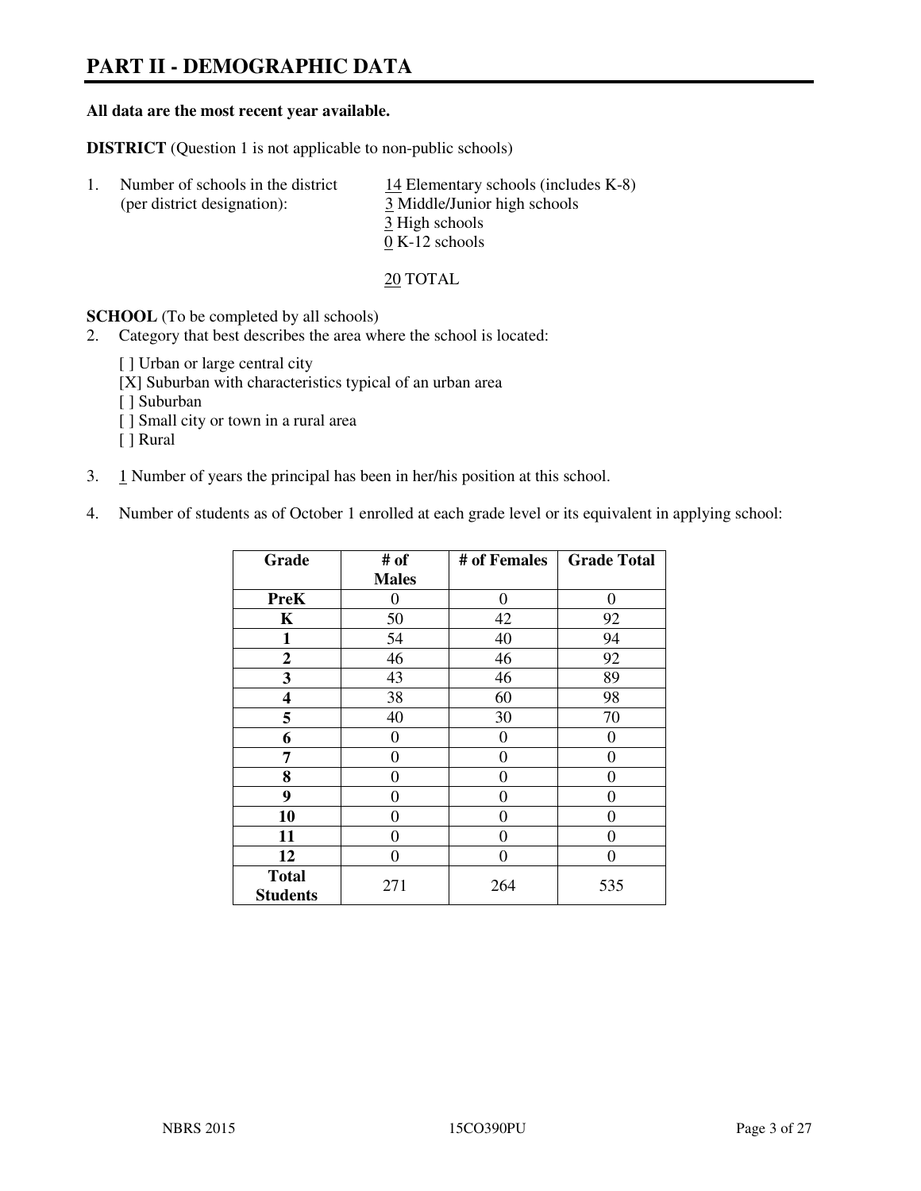# PART II - DEMOGRAPHIC DATA

**All data are the most recent year available.**

**DISTRICT** (Question 1 is not applicable to non-public schools)

1. Number of schools in the district (per district designation):
   14 Elementary schools (includes K-8)
   3 Middle/Junior high schools
   3 High schools
   0 K-12 schools

   20 TOTAL

**SCHOOL** (To be completed by all schools)

2. Category that best describes the area where the school is located:

   [ ] Urban or large central city
   [X] Suburban with characteristics typical of an urban area
   [ ] Suburban
   [ ] Small city or town in a rural area
   [ ] Rural

3. 1 Number of years the principal has been in her/his position at this school.

4. Number of students as of October 1 enrolled at each grade level or its equivalent in applying school:

| Grade | # of Males | # of Females | Grade Total |
|---|---|---|---|
| **PreK** | 0 | 0 | 0 |
| **K** | 50 | 42 | 92 |
| **1** | 54 | 40 | 94 |
| **2** | 46 | 46 | 92 |
| **3** | 43 | 46 | 89 |
| **4** | 38 | 60 | 98 |
| **5** | 40 | 30 | 70 |
| **6** | 0 | 0 | 0 |
| **7** | 0 | 0 | 0 |
| **8** | 0 | 0 | 0 |
| **9** | 0 | 0 | 0 |
| **10** | 0 | 0 | 0 |
| **11** | 0 | 0 | 0 |
| **12** | 0 | 0 | 0 |
| **Total Students** | 271 | 264 | 535 |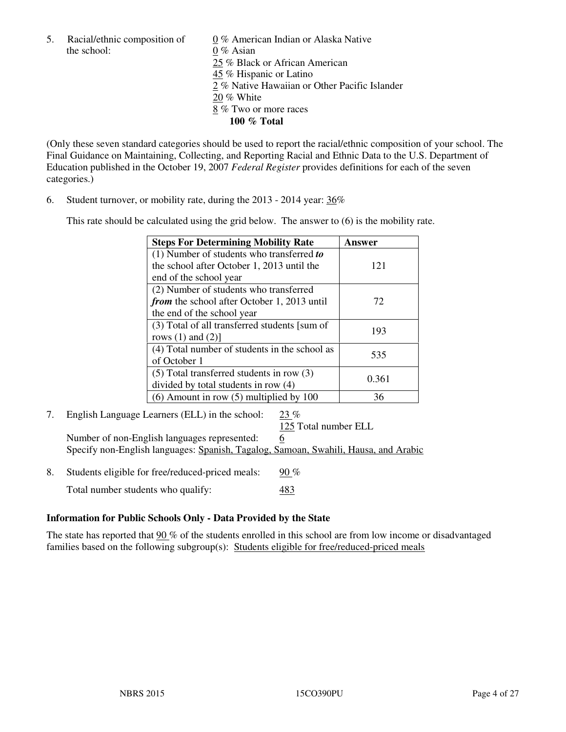5. Racial/ethnic composition of the school:

   0 % American Indian or Alaska Native
   0 % Asian
   25 % Black or African American
   45 % Hispanic or Latino
   2 % Native Hawaiian or Other Pacific Islander
   20 % White
   8 % Two or more races
   **100 % Total**

(Only these seven standard categories should be used to report the racial/ethnic composition of your school. The Final Guidance on Maintaining, Collecting, and Reporting Racial and Ethnic Data to the U.S. Department of Education published in the October 19, 2007 *Federal Register* provides definitions for each of the seven categories.)

6. Student turnover, or mobility rate, during the 2013 - 2014 year: 36%

   This rate should be calculated using the grid below. The answer to (6) is the mobility rate.

| **Steps For Determining Mobility Rate** | **Answer** |
|---|---|
| (1) Number of students who transferred ***to*** the school after October 1, 2013 until the end of the school year | 121 |
| (2) Number of students who transferred ***from*** the school after October 1, 2013 until the end of the school year | 72 |
| (3) Total of all transferred students [sum of rows (1) and (2)] | 193 |
| (4) Total number of students in the school as of October 1 | 535 |
| (5) Total transferred students in row (3) divided by total students in row (4) | 0.361 |
| (6) Amount in row (5) multiplied by 100 | 36 |

7. English Language Learners (ELL) in the school: 23 %
   125 Total number ELL
   Number of non-English languages represented: 6
   Specify non-English languages: Spanish, Tagalog, Samoan, Swahili, Hausa, and Arabic

8. Students eligible for free/reduced-priced meals: 90 %
   Total number students who qualify: 483

### Information for Public Schools Only - Data Provided by the State

The state has reported that 90 % of the students enrolled in this school are from low income or disadvantaged families based on the following subgroup(s): Students eligible for free/reduced-priced meals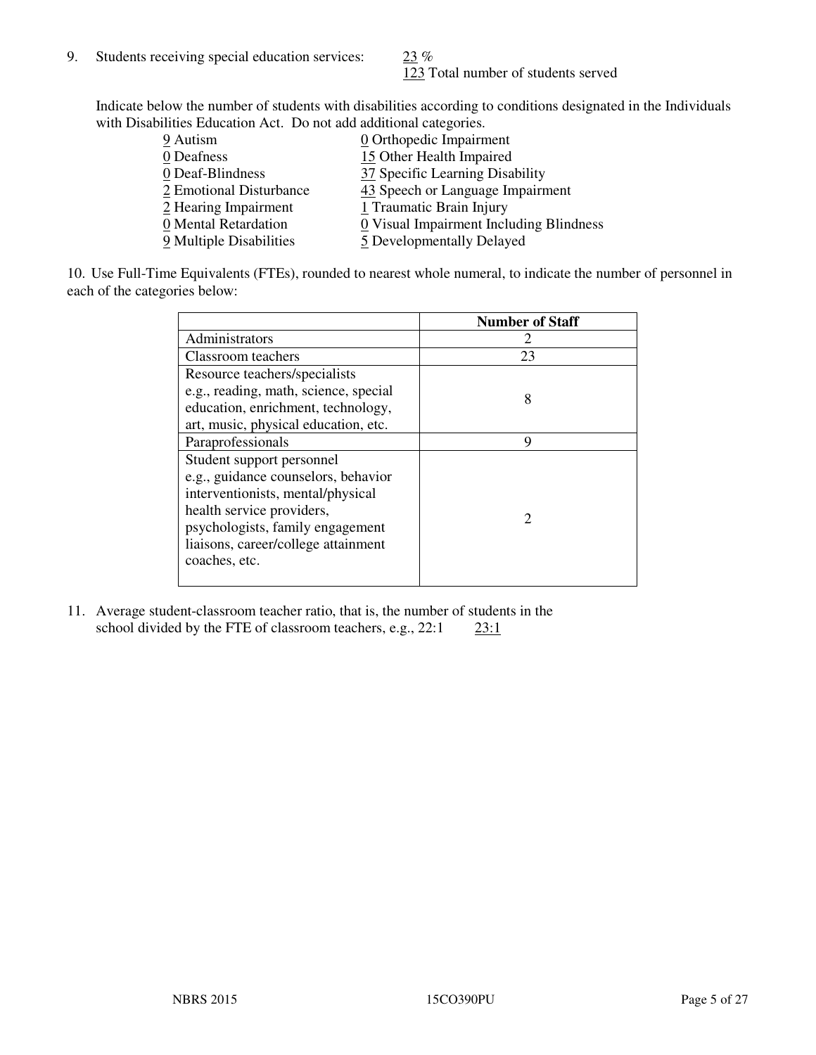9. Students receiving special education services: 23 %
   123 Total number of students served

Indicate below the number of students with disabilities according to conditions designated in the Individuals with Disabilities Education Act. Do not add additional categories.

| | |
|---|---|
| 9 Autism | 0 Orthopedic Impairment |
| 0 Deafness | 15 Other Health Impaired |
| 0 Deaf-Blindness | 37 Specific Learning Disability |
| 2 Emotional Disturbance | 43 Speech or Language Impairment |
| 2 Hearing Impairment | 1 Traumatic Brain Injury |
| 0 Mental Retardation | 0 Visual Impairment Including Blindness |
| 9 Multiple Disabilities | 5 Developmentally Delayed |

10. Use Full-Time Equivalents (FTEs), rounded to nearest whole numeral, to indicate the number of personnel in each of the categories below:

| | Number of Staff |
|---|---|
| Administrators | 2 |
| Classroom teachers | 23 |
| Resource teachers/specialists e.g., reading, math, science, special education, enrichment, technology, art, music, physical education, etc. | 8 |
| Paraprofessionals | 9 |
| Student support personnel e.g., guidance counselors, behavior interventionists, mental/physical health service providers, psychologists, family engagement liaisons, career/college attainment coaches, etc. | 2 |

11. Average student-classroom teacher ratio, that is, the number of students in the school divided by the FTE of classroom teachers, e.g., 22:1 23:1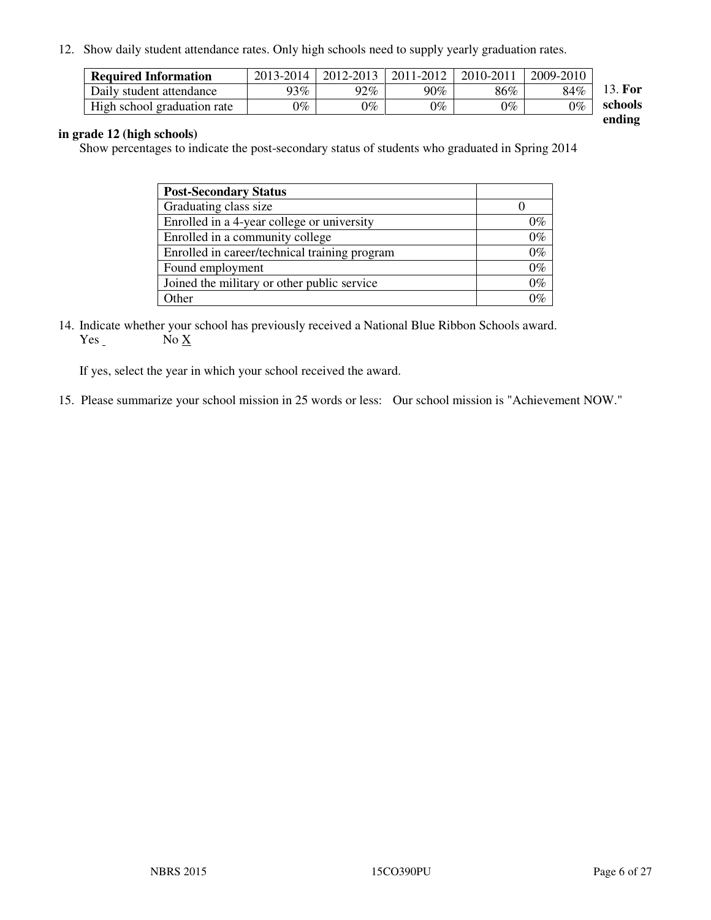12. Show daily student attendance rates. Only high schools need to supply yearly graduation rates.

| Required Information | 2013-2014 | 2012-2013 | 2011-2012 | 2010-2011 | 2009-2010 |
|---|---|---|---|---|---|
| Daily student attendance | 93% | 92% | 90% | 86% | 84% |
| High school graduation rate | 0% | 0% | 0% | 0% | 0% |

13. **For schools ending in grade 12 (high schools)**

Show percentages to indicate the post-secondary status of students who graduated in Spring 2014

| Post-Secondary Status | |
|---|---|
| Graduating class size | 0 |
| Enrolled in a 4-year college or university | 0% |
| Enrolled in a community college | 0% |
| Enrolled in career/technical training program | 0% |
| Found employment | 0% |
| Joined the military or other public service | 0% |
| Other | 0% |

14. Indicate whether your school has previously received a National Blue Ribbon Schools award.
Yes ___ No X

If yes, select the year in which your school received the award.

15. Please summarize your school mission in 25 words or less: Our school mission is "Achievement NOW."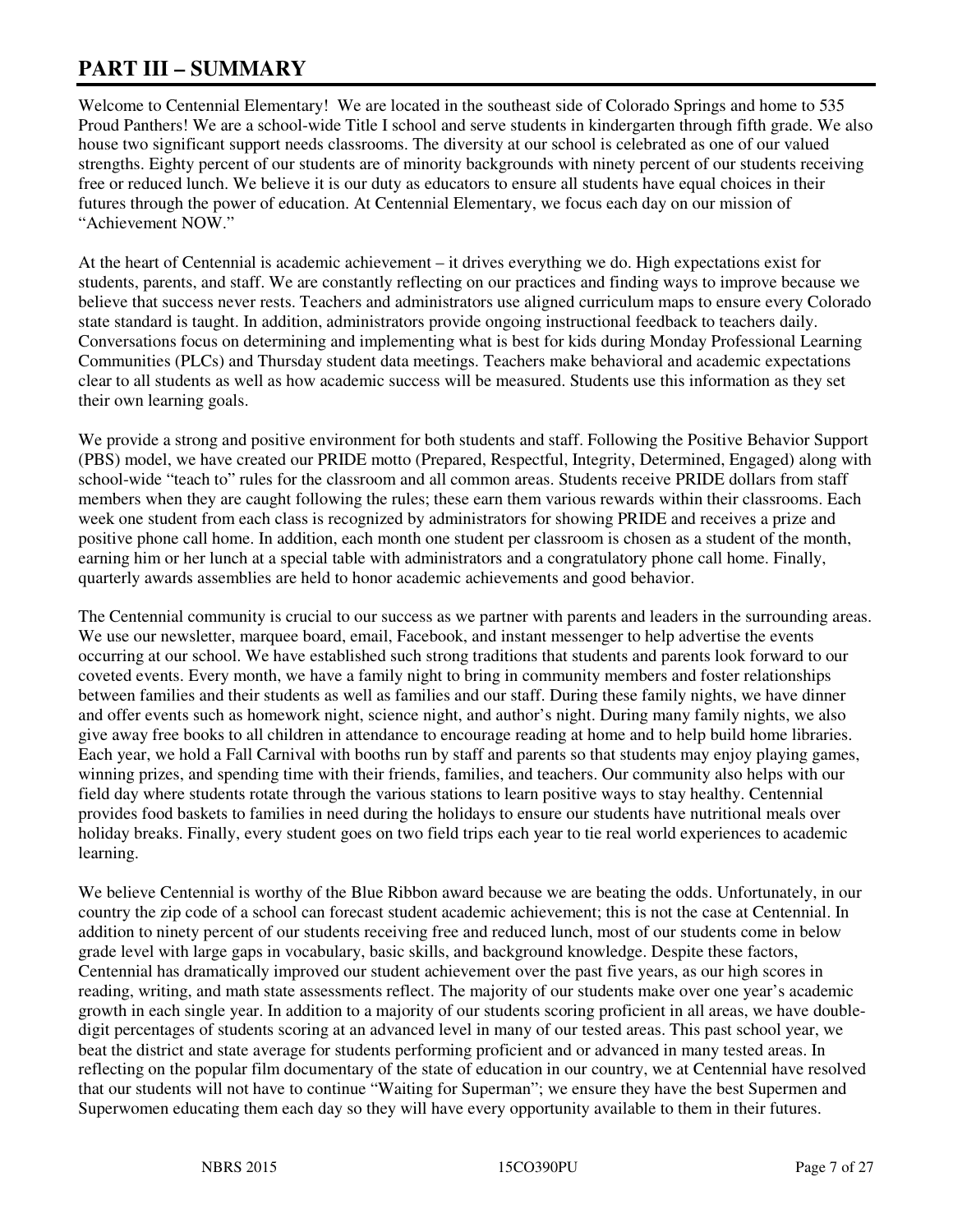# PART III – SUMMARY

Welcome to Centennial Elementary! We are located in the southeast side of Colorado Springs and home to 535 Proud Panthers! We are a school-wide Title I school and serve students in kindergarten through fifth grade. We also house two significant support needs classrooms. The diversity at our school is celebrated as one of our valued strengths. Eighty percent of our students are of minority backgrounds with ninety percent of our students receiving free or reduced lunch. We believe it is our duty as educators to ensure all students have equal choices in their futures through the power of education. At Centennial Elementary, we focus each day on our mission of "Achievement NOW."

At the heart of Centennial is academic achievement – it drives everything we do. High expectations exist for students, parents, and staff. We are constantly reflecting on our practices and finding ways to improve because we believe that success never rests. Teachers and administrators use aligned curriculum maps to ensure every Colorado state standard is taught. In addition, administrators provide ongoing instructional feedback to teachers daily. Conversations focus on determining and implementing what is best for kids during Monday Professional Learning Communities (PLCs) and Thursday student data meetings. Teachers make behavioral and academic expectations clear to all students as well as how academic success will be measured. Students use this information as they set their own learning goals.

We provide a strong and positive environment for both students and staff. Following the Positive Behavior Support (PBS) model, we have created our PRIDE motto (Prepared, Respectful, Integrity, Determined, Engaged) along with school-wide "teach to" rules for the classroom and all common areas. Students receive PRIDE dollars from staff members when they are caught following the rules; these earn them various rewards within their classrooms. Each week one student from each class is recognized by administrators for showing PRIDE and receives a prize and positive phone call home. In addition, each month one student per classroom is chosen as a student of the month, earning him or her lunch at a special table with administrators and a congratulatory phone call home. Finally, quarterly awards assemblies are held to honor academic achievements and good behavior.

The Centennial community is crucial to our success as we partner with parents and leaders in the surrounding areas. We use our newsletter, marquee board, email, Facebook, and instant messenger to help advertise the events occurring at our school. We have established such strong traditions that students and parents look forward to our coveted events. Every month, we have a family night to bring in community members and foster relationships between families and their students as well as families and our staff. During these family nights, we have dinner and offer events such as homework night, science night, and author's night. During many family nights, we also give away free books to all children in attendance to encourage reading at home and to help build home libraries. Each year, we hold a Fall Carnival with booths run by staff and parents so that students may enjoy playing games, winning prizes, and spending time with their friends, families, and teachers. Our community also helps with our field day where students rotate through the various stations to learn positive ways to stay healthy. Centennial provides food baskets to families in need during the holidays to ensure our students have nutritional meals over holiday breaks. Finally, every student goes on two field trips each year to tie real world experiences to academic learning.

We believe Centennial is worthy of the Blue Ribbon award because we are beating the odds. Unfortunately, in our country the zip code of a school can forecast student academic achievement; this is not the case at Centennial. In addition to ninety percent of our students receiving free and reduced lunch, most of our students come in below grade level with large gaps in vocabulary, basic skills, and background knowledge. Despite these factors, Centennial has dramatically improved our student achievement over the past five years, as our high scores in reading, writing, and math state assessments reflect. The majority of our students make over one year's academic growth in each single year. In addition to a majority of our students scoring proficient in all areas, we have double-digit percentages of students scoring at an advanced level in many of our tested areas. This past school year, we beat the district and state average for students performing proficient and or advanced in many tested areas. In reflecting on the popular film documentary of the state of education in our country, we at Centennial have resolved that our students will not have to continue "Waiting for Superman"; we ensure they have the best Supermen and Superwomen educating them each day so they will have every opportunity available to them in their futures.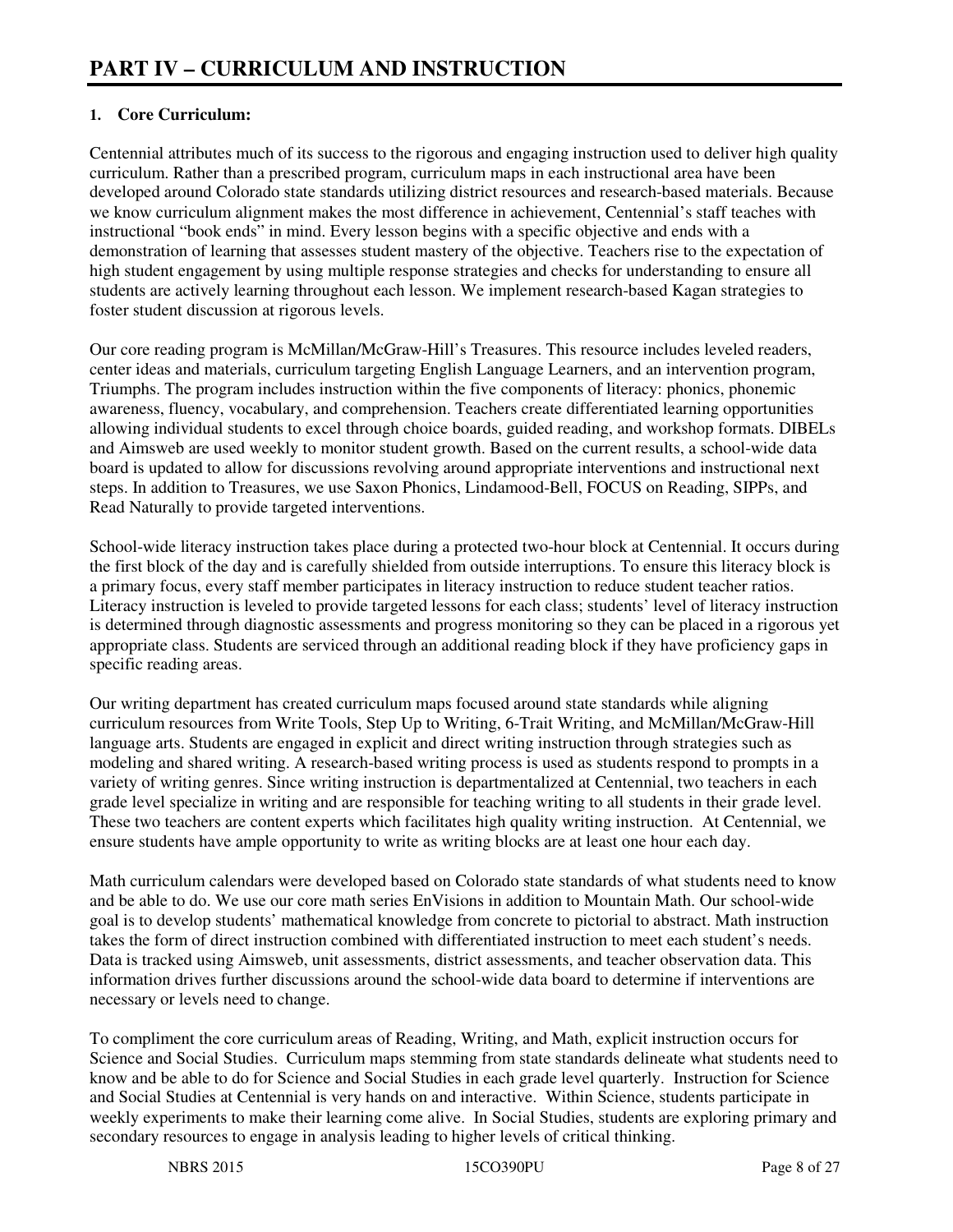# PART IV – CURRICULUM AND INSTRUCTION

## 1. Core Curriculum:

Centennial attributes much of its success to the rigorous and engaging instruction used to deliver high quality curriculum. Rather than a prescribed program, curriculum maps in each instructional area have been developed around Colorado state standards utilizing district resources and research-based materials. Because we know curriculum alignment makes the most difference in achievement, Centennial's staff teaches with instructional "book ends" in mind. Every lesson begins with a specific objective and ends with a demonstration of learning that assesses student mastery of the objective. Teachers rise to the expectation of high student engagement by using multiple response strategies and checks for understanding to ensure all students are actively learning throughout each lesson. We implement research-based Kagan strategies to foster student discussion at rigorous levels.

Our core reading program is McMillan/McGraw-Hill's Treasures. This resource includes leveled readers, center ideas and materials, curriculum targeting English Language Learners, and an intervention program, Triumphs. The program includes instruction within the five components of literacy: phonics, phonemic awareness, fluency, vocabulary, and comprehension. Teachers create differentiated learning opportunities allowing individual students to excel through choice boards, guided reading, and workshop formats. DIBELs and Aimsweb are used weekly to monitor student growth. Based on the current results, a school-wide data board is updated to allow for discussions revolving around appropriate interventions and instructional next steps. In addition to Treasures, we use Saxon Phonics, Lindamood-Bell, FOCUS on Reading, SIPPs, and Read Naturally to provide targeted interventions.

School-wide literacy instruction takes place during a protected two-hour block at Centennial. It occurs during the first block of the day and is carefully shielded from outside interruptions. To ensure this literacy block is a primary focus, every staff member participates in literacy instruction to reduce student teacher ratios. Literacy instruction is leveled to provide targeted lessons for each class; students' level of literacy instruction is determined through diagnostic assessments and progress monitoring so they can be placed in a rigorous yet appropriate class. Students are serviced through an additional reading block if they have proficiency gaps in specific reading areas.

Our writing department has created curriculum maps focused around state standards while aligning curriculum resources from Write Tools, Step Up to Writing, 6-Trait Writing, and McMillan/McGraw-Hill language arts. Students are engaged in explicit and direct writing instruction through strategies such as modeling and shared writing. A research-based writing process is used as students respond to prompts in a variety of writing genres. Since writing instruction is departmentalized at Centennial, two teachers in each grade level specialize in writing and are responsible for teaching writing to all students in their grade level. These two teachers are content experts which facilitates high quality writing instruction. At Centennial, we ensure students have ample opportunity to write as writing blocks are at least one hour each day.

Math curriculum calendars were developed based on Colorado state standards of what students need to know and be able to do. We use our core math series EnVisions in addition to Mountain Math. Our school-wide goal is to develop students' mathematical knowledge from concrete to pictorial to abstract. Math instruction takes the form of direct instruction combined with differentiated instruction to meet each student's needs. Data is tracked using Aimsweb, unit assessments, district assessments, and teacher observation data. This information drives further discussions around the school-wide data board to determine if interventions are necessary or levels need to change.

To compliment the core curriculum areas of Reading, Writing, and Math, explicit instruction occurs for Science and Social Studies. Curriculum maps stemming from state standards delineate what students need to know and be able to do for Science and Social Studies in each grade level quarterly. Instruction for Science and Social Studies at Centennial is very hands on and interactive. Within Science, students participate in weekly experiments to make their learning come alive. In Social Studies, students are exploring primary and secondary resources to engage in analysis leading to higher levels of critical thinking.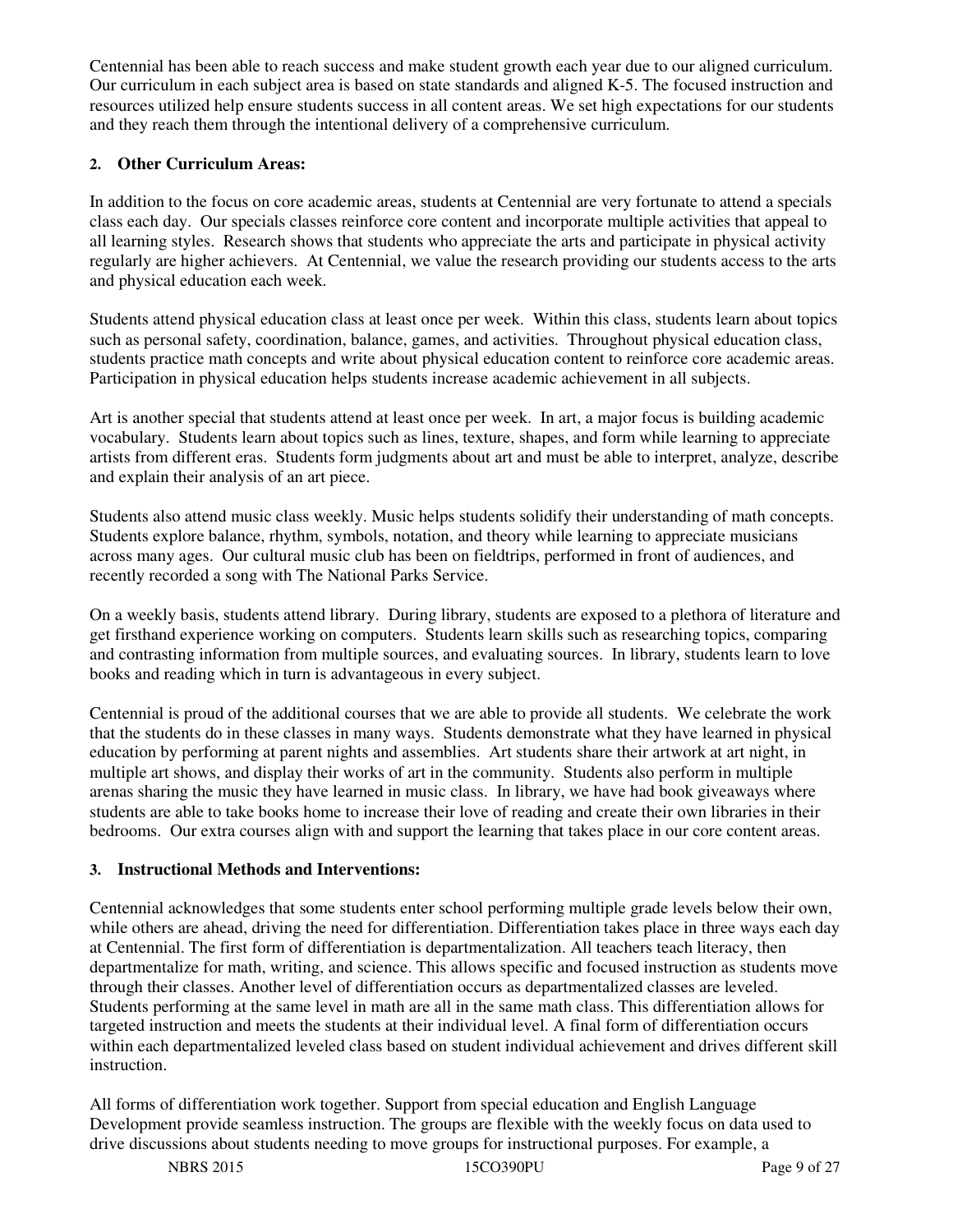Centennial has been able to reach success and make student growth each year due to our aligned curriculum. Our curriculum in each subject area is based on state standards and aligned K-5. The focused instruction and resources utilized help ensure students success in all content areas. We set high expectations for our students and they reach them through the intentional delivery of a comprehensive curriculum.

### 2. Other Curriculum Areas:

In addition to the focus on core academic areas, students at Centennial are very fortunate to attend a specials class each day. Our specials classes reinforce core content and incorporate multiple activities that appeal to all learning styles. Research shows that students who appreciate the arts and participate in physical activity regularly are higher achievers. At Centennial, we value the research providing our students access to the arts and physical education each week.

Students attend physical education class at least once per week. Within this class, students learn about topics such as personal safety, coordination, balance, games, and activities. Throughout physical education class, students practice math concepts and write about physical education content to reinforce core academic areas. Participation in physical education helps students increase academic achievement in all subjects.

Art is another special that students attend at least once per week. In art, a major focus is building academic vocabulary. Students learn about topics such as lines, texture, shapes, and form while learning to appreciate artists from different eras. Students form judgments about art and must be able to interpret, analyze, describe and explain their analysis of an art piece.

Students also attend music class weekly. Music helps students solidify their understanding of math concepts. Students explore balance, rhythm, symbols, notation, and theory while learning to appreciate musicians across many ages. Our cultural music club has been on fieldtrips, performed in front of audiences, and recently recorded a song with The National Parks Service.

On a weekly basis, students attend library. During library, students are exposed to a plethora of literature and get firsthand experience working on computers. Students learn skills such as researching topics, comparing and contrasting information from multiple sources, and evaluating sources. In library, students learn to love books and reading which in turn is advantageous in every subject.

Centennial is proud of the additional courses that we are able to provide all students. We celebrate the work that the students do in these classes in many ways. Students demonstrate what they have learned in physical education by performing at parent nights and assemblies. Art students share their artwork at art night, in multiple art shows, and display their works of art in the community. Students also perform in multiple arenas sharing the music they have learned in music class. In library, we have had book giveaways where students are able to take books home to increase their love of reading and create their own libraries in their bedrooms. Our extra courses align with and support the learning that takes place in our core content areas.

### 3. Instructional Methods and Interventions:

Centennial acknowledges that some students enter school performing multiple grade levels below their own, while others are ahead, driving the need for differentiation. Differentiation takes place in three ways each day at Centennial. The first form of differentiation is departmentalization. All teachers teach literacy, then departmentalize for math, writing, and science. This allows specific and focused instruction as students move through their classes. Another level of differentiation occurs as departmentalized classes are leveled. Students performing at the same level in math are all in the same math class. This differentiation allows for targeted instruction and meets the students at their individual level. A final form of differentiation occurs within each departmentalized leveled class based on student individual achievement and drives different skill instruction.

All forms of differentiation work together. Support from special education and English Language Development provide seamless instruction. The groups are flexible with the weekly focus on data used to drive discussions about students needing to move groups for instructional purposes. For example, a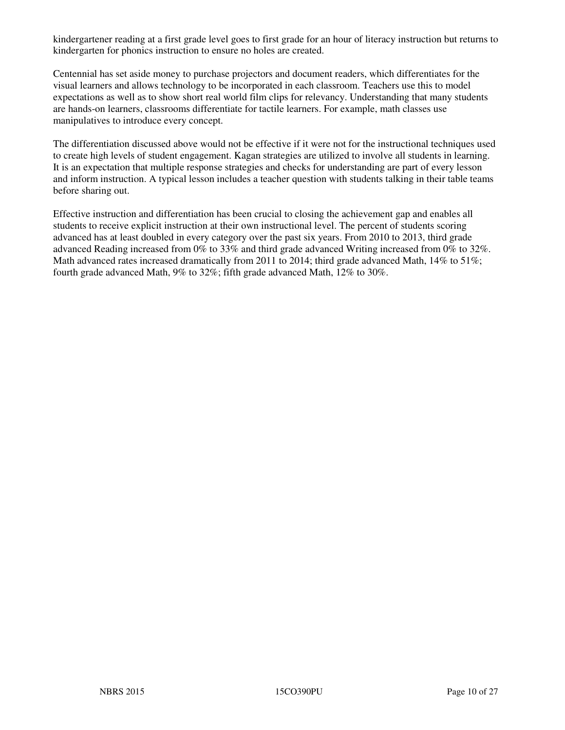kindergartener reading at a first grade level goes to first grade for an hour of literacy instruction but returns to kindergarten for phonics instruction to ensure no holes are created.

Centennial has set aside money to purchase projectors and document readers, which differentiates for the visual learners and allows technology to be incorporated in each classroom. Teachers use this to model expectations as well as to show short real world film clips for relevancy. Understanding that many students are hands-on learners, classrooms differentiate for tactile learners. For example, math classes use manipulatives to introduce every concept.

The differentiation discussed above would not be effective if it were not for the instructional techniques used to create high levels of student engagement. Kagan strategies are utilized to involve all students in learning. It is an expectation that multiple response strategies and checks for understanding are part of every lesson and inform instruction. A typical lesson includes a teacher question with students talking in their table teams before sharing out.

Effective instruction and differentiation has been crucial to closing the achievement gap and enables all students to receive explicit instruction at their own instructional level. The percent of students scoring advanced has at least doubled in every category over the past six years. From 2010 to 2013, third grade advanced Reading increased from 0% to 33% and third grade advanced Writing increased from 0% to 32%. Math advanced rates increased dramatically from 2011 to 2014; third grade advanced Math, 14% to 51%; fourth grade advanced Math, 9% to 32%; fifth grade advanced Math, 12% to 30%.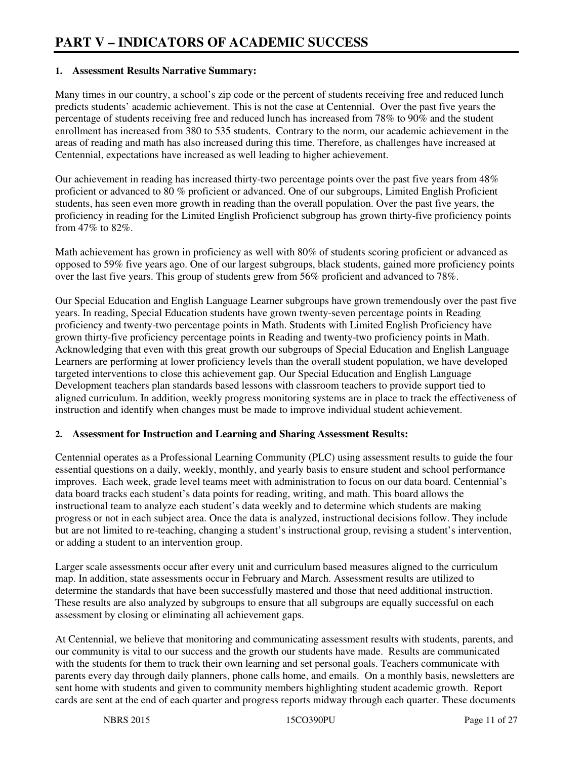# PART V – INDICATORS OF ACADEMIC SUCCESS

**1. Assessment Results Narrative Summary:**

Many times in our country, a school's zip code or the percent of students receiving free and reduced lunch predicts students' academic achievement. This is not the case at Centennial. Over the past five years the percentage of students receiving free and reduced lunch has increased from 78% to 90% and the student enrollment has increased from 380 to 535 students. Contrary to the norm, our academic achievement in the areas of reading and math has also increased during this time. Therefore, as challenges have increased at Centennial, expectations have increased as well leading to higher achievement.

Our achievement in reading has increased thirty-two percentage points over the past five years from 48% proficient or advanced to 80 % proficient or advanced. One of our subgroups, Limited English Proficient students, has seen even more growth in reading than the overall population. Over the past five years, the proficiency in reading for the Limited English Proficienct subgroup has grown thirty-five proficiency points from 47% to 82%.

Math achievement has grown in proficiency as well with 80% of students scoring proficient or advanced as opposed to 59% five years ago. One of our largest subgroups, black students, gained more proficiency points over the last five years. This group of students grew from 56% proficient and advanced to 78%.

Our Special Education and English Language Learner subgroups have grown tremendously over the past five years. In reading, Special Education students have grown twenty-seven percentage points in Reading proficiency and twenty-two percentage points in Math. Students with Limited English Proficiency have grown thirty-five proficiency percentage points in Reading and twenty-two proficiency points in Math. Acknowledging that even with this great growth our subgroups of Special Education and English Language Learners are performing at lower proficiency levels than the overall student population, we have developed targeted interventions to close this achievement gap. Our Special Education and English Language Development teachers plan standards based lessons with classroom teachers to provide support tied to aligned curriculum. In addition, weekly progress monitoring systems are in place to track the effectiveness of instruction and identify when changes must be made to improve individual student achievement.

**2. Assessment for Instruction and Learning and Sharing Assessment Results:**

Centennial operates as a Professional Learning Community (PLC) using assessment results to guide the four essential questions on a daily, weekly, monthly, and yearly basis to ensure student and school performance improves. Each week, grade level teams meet with administration to focus on our data board. Centennial's data board tracks each student's data points for reading, writing, and math. This board allows the instructional team to analyze each student's data weekly and to determine which students are making progress or not in each subject area. Once the data is analyzed, instructional decisions follow. They include but are not limited to re-teaching, changing a student's instructional group, revising a student's intervention, or adding a student to an intervention group.

Larger scale assessments occur after every unit and curriculum based measures aligned to the curriculum map. In addition, state assessments occur in February and March. Assessment results are utilized to determine the standards that have been successfully mastered and those that need additional instruction. These results are also analyzed by subgroups to ensure that all subgroups are equally successful on each assessment by closing or eliminating all achievement gaps.

At Centennial, we believe that monitoring and communicating assessment results with students, parents, and our community is vital to our success and the growth our students have made. Results are communicated with the students for them to track their own learning and set personal goals. Teachers communicate with parents every day through daily planners, phone calls home, and emails. On a monthly basis, newsletters are sent home with students and given to community members highlighting student academic growth. Report cards are sent at the end of each quarter and progress reports midway through each quarter. These documents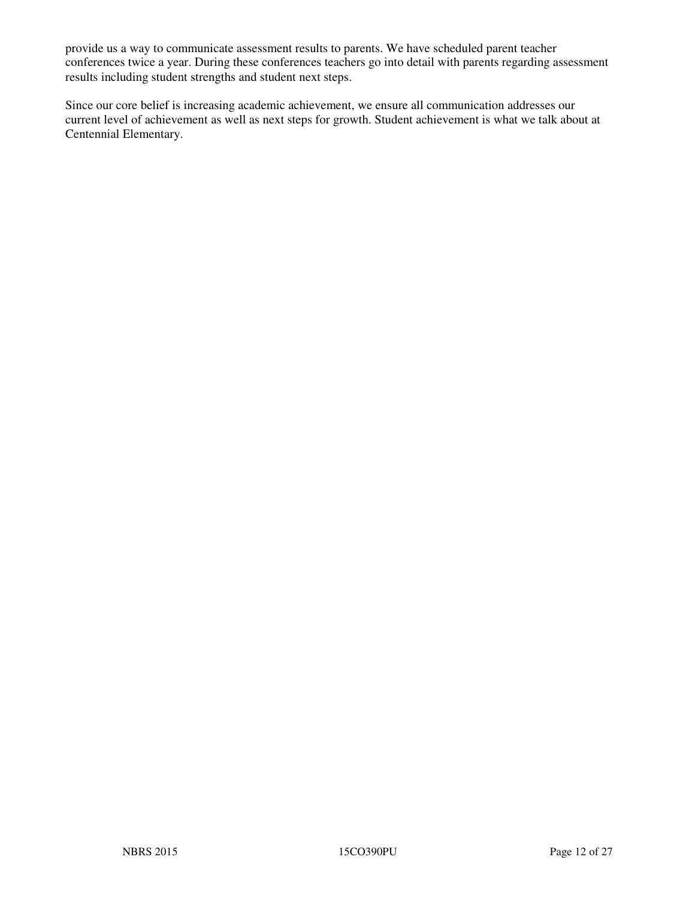provide us a way to communicate assessment results to parents. We have scheduled parent teacher conferences twice a year. During these conferences teachers go into detail with parents regarding assessment results including student strengths and student next steps.

Since our core belief is increasing academic achievement, we ensure all communication addresses our current level of achievement as well as next steps for growth. Student achievement is what we talk about at Centennial Elementary.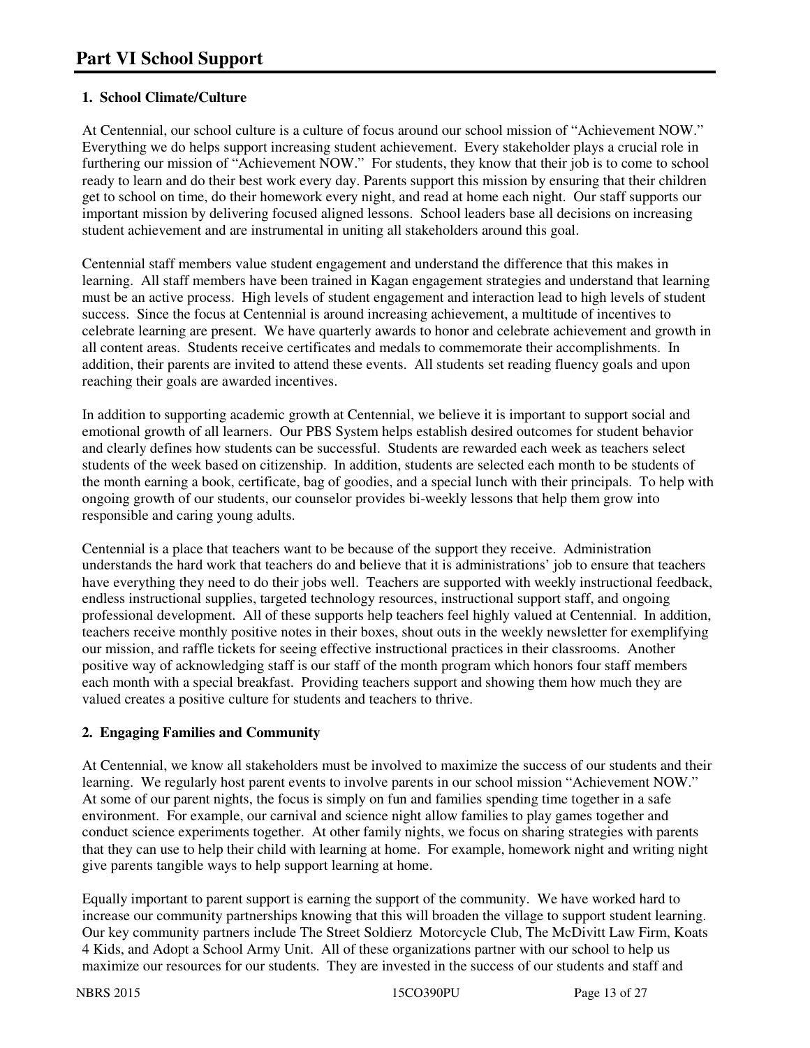# Part VI School Support

**1. School Climate/Culture**

At Centennial, our school culture is a culture of focus around our school mission of "Achievement NOW." Everything we do helps support increasing student achievement. Every stakeholder plays a crucial role in furthering our mission of "Achievement NOW." For students, they know that their job is to come to school ready to learn and do their best work every day. Parents support this mission by ensuring that their children get to school on time, do their homework every night, and read at home each night. Our staff supports our important mission by delivering focused aligned lessons. School leaders base all decisions on increasing student achievement and are instrumental in uniting all stakeholders around this goal.

Centennial staff members value student engagement and understand the difference that this makes in learning. All staff members have been trained in Kagan engagement strategies and understand that learning must be an active process. High levels of student engagement and interaction lead to high levels of student success. Since the focus at Centennial is around increasing achievement, a multitude of incentives to celebrate learning are present. We have quarterly awards to honor and celebrate achievement and growth in all content areas. Students receive certificates and medals to commemorate their accomplishments. In addition, their parents are invited to attend these events. All students set reading fluency goals and upon reaching their goals are awarded incentives.

In addition to supporting academic growth at Centennial, we believe it is important to support social and emotional growth of all learners. Our PBS System helps establish desired outcomes for student behavior and clearly defines how students can be successful. Students are rewarded each week as teachers select students of the week based on citizenship. In addition, students are selected each month to be students of the month earning a book, certificate, bag of goodies, and a special lunch with their principals. To help with ongoing growth of our students, our counselor provides bi-weekly lessons that help them grow into responsible and caring young adults.

Centennial is a place that teachers want to be because of the support they receive. Administration understands the hard work that teachers do and believe that it is administrations' job to ensure that teachers have everything they need to do their jobs well. Teachers are supported with weekly instructional feedback, endless instructional supplies, targeted technology resources, instructional support staff, and ongoing professional development. All of these supports help teachers feel highly valued at Centennial. In addition, teachers receive monthly positive notes in their boxes, shout outs in the weekly newsletter for exemplifying our mission, and raffle tickets for seeing effective instructional practices in their classrooms. Another positive way of acknowledging staff is our staff of the month program which honors four staff members each month with a special breakfast. Providing teachers support and showing them how much they are valued creates a positive culture for students and teachers to thrive.

**2. Engaging Families and Community**

At Centennial, we know all stakeholders must be involved to maximize the success of our students and their learning. We regularly host parent events to involve parents in our school mission "Achievement NOW." At some of our parent nights, the focus is simply on fun and families spending time together in a safe environment. For example, our carnival and science night allow families to play games together and conduct science experiments together. At other family nights, we focus on sharing strategies with parents that they can use to help their child with learning at home. For example, homework night and writing night give parents tangible ways to help support learning at home.

Equally important to parent support is earning the support of the community. We have worked hard to increase our community partnerships knowing that this will broaden the village to support student learning. Our key community partners include The Street Soldierz Motorcycle Club, The McDivitt Law Firm, Koats 4 Kids, and Adopt a School Army Unit. All of these organizations partner with our school to help us maximize our resources for our students. They are invested in the success of our students and staff and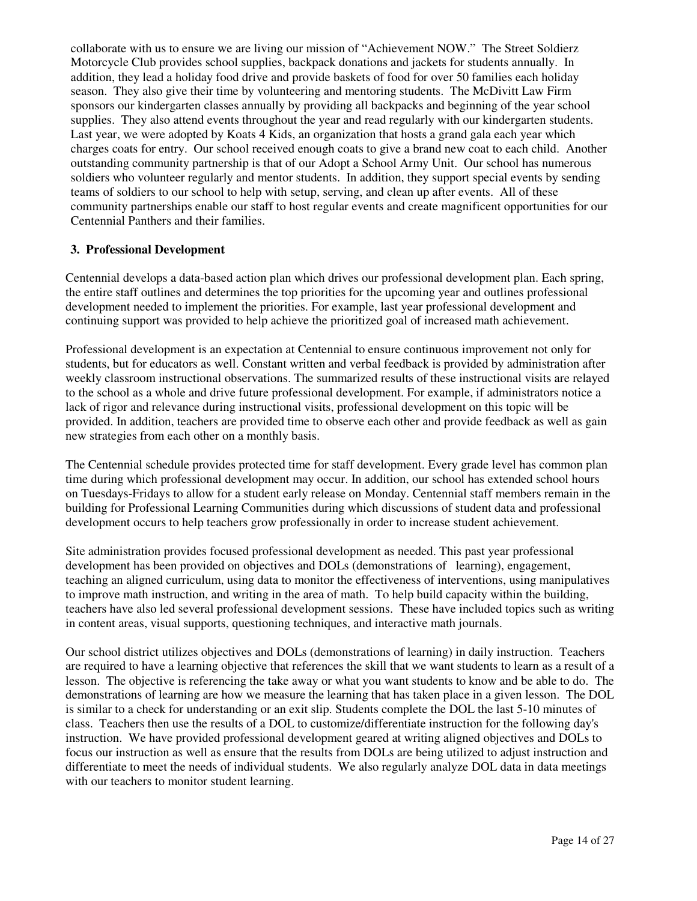collaborate with us to ensure we are living our mission of "Achievement NOW." The Street Soldierz Motorcycle Club provides school supplies, backpack donations and jackets for students annually. In addition, they lead a holiday food drive and provide baskets of food for over 50 families each holiday season. They also give their time by volunteering and mentoring students. The McDivitt Law Firm sponsors our kindergarten classes annually by providing all backpacks and beginning of the year school supplies. They also attend events throughout the year and read regularly with our kindergarten students. Last year, we were adopted by Koats 4 Kids, an organization that hosts a grand gala each year which charges coats for entry. Our school received enough coats to give a brand new coat to each child. Another outstanding community partnership is that of our Adopt a School Army Unit. Our school has numerous soldiers who volunteer regularly and mentor students. In addition, they support special events by sending teams of soldiers to our school to help with setup, serving, and clean up after events. All of these community partnerships enable our staff to host regular events and create magnificent opportunities for our Centennial Panthers and their families.

### 3. Professional Development

Centennial develops a data-based action plan which drives our professional development plan. Each spring, the entire staff outlines and determines the top priorities for the upcoming year and outlines professional development needed to implement the priorities. For example, last year professional development and continuing support was provided to help achieve the prioritized goal of increased math achievement.

Professional development is an expectation at Centennial to ensure continuous improvement not only for students, but for educators as well. Constant written and verbal feedback is provided by administration after weekly classroom instructional observations. The summarized results of these instructional visits are relayed to the school as a whole and drive future professional development. For example, if administrators notice a lack of rigor and relevance during instructional visits, professional development on this topic will be provided. In addition, teachers are provided time to observe each other and provide feedback as well as gain new strategies from each other on a monthly basis.

The Centennial schedule provides protected time for staff development. Every grade level has common plan time during which professional development may occur. In addition, our school has extended school hours on Tuesdays-Fridays to allow for a student early release on Monday. Centennial staff members remain in the building for Professional Learning Communities during which discussions of student data and professional development occurs to help teachers grow professionally in order to increase student achievement.

Site administration provides focused professional development as needed. This past year professional development has been provided on objectives and DOLs (demonstrations of learning), engagement, teaching an aligned curriculum, using data to monitor the effectiveness of interventions, using manipulatives to improve math instruction, and writing in the area of math. To help build capacity within the building, teachers have also led several professional development sessions. These have included topics such as writing in content areas, visual supports, questioning techniques, and interactive math journals.

Our school district utilizes objectives and DOLs (demonstrations of learning) in daily instruction. Teachers are required to have a learning objective that references the skill that we want students to learn as a result of a lesson. The objective is referencing the take away or what you want students to know and be able to do. The demonstrations of learning are how we measure the learning that has taken place in a given lesson. The DOL is similar to a check for understanding or an exit slip. Students complete the DOL the last 5-10 minutes of class. Teachers then use the results of a DOL to customize/differentiate instruction for the following day's instruction. We have provided professional development geared at writing aligned objectives and DOLs to focus our instruction as well as ensure that the results from DOLs are being utilized to adjust instruction and differentiate to meet the needs of individual students. We also regularly analyze DOL data in data meetings with our teachers to monitor student learning.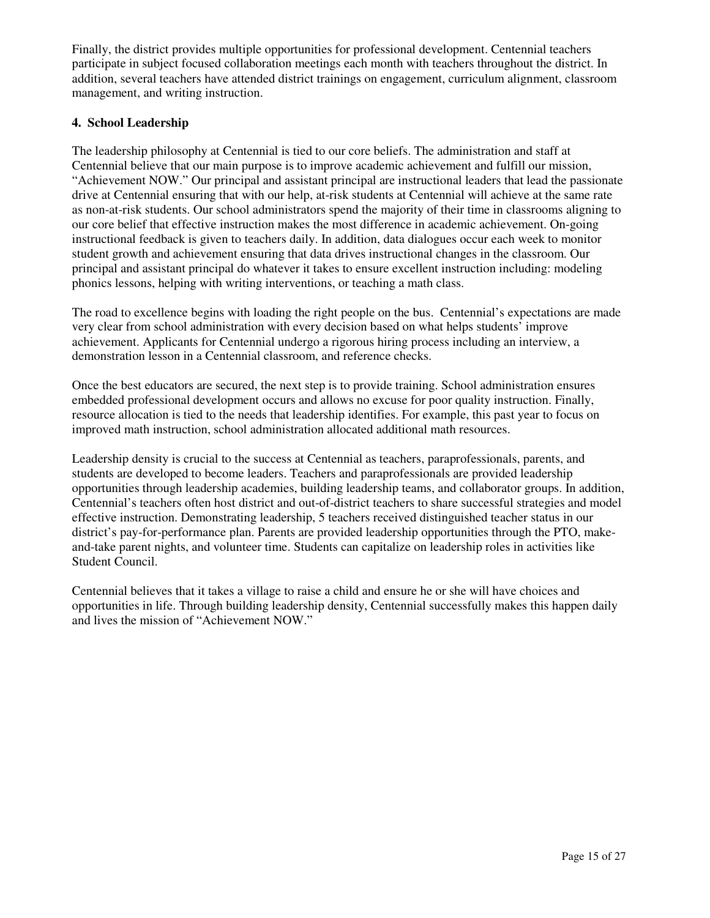Finally, the district provides multiple opportunities for professional development. Centennial teachers participate in subject focused collaboration meetings each month with teachers throughout the district. In addition, several teachers have attended district trainings on engagement, curriculum alignment, classroom management, and writing instruction.

### 4. School Leadership

The leadership philosophy at Centennial is tied to our core beliefs. The administration and staff at Centennial believe that our main purpose is to improve academic achievement and fulfill our mission, "Achievement NOW." Our principal and assistant principal are instructional leaders that lead the passionate drive at Centennial ensuring that with our help, at-risk students at Centennial will achieve at the same rate as non-at-risk students. Our school administrators spend the majority of their time in classrooms aligning to our core belief that effective instruction makes the most difference in academic achievement. On-going instructional feedback is given to teachers daily. In addition, data dialogues occur each week to monitor student growth and achievement ensuring that data drives instructional changes in the classroom. Our principal and assistant principal do whatever it takes to ensure excellent instruction including: modeling phonics lessons, helping with writing interventions, or teaching a math class.

The road to excellence begins with loading the right people on the bus. Centennial's expectations are made very clear from school administration with every decision based on what helps students' improve achievement. Applicants for Centennial undergo a rigorous hiring process including an interview, a demonstration lesson in a Centennial classroom, and reference checks.

Once the best educators are secured, the next step is to provide training. School administration ensures embedded professional development occurs and allows no excuse for poor quality instruction. Finally, resource allocation is tied to the needs that leadership identifies. For example, this past year to focus on improved math instruction, school administration allocated additional math resources.

Leadership density is crucial to the success at Centennial as teachers, paraprofessionals, parents, and students are developed to become leaders. Teachers and paraprofessionals are provided leadership opportunities through leadership academies, building leadership teams, and collaborator groups. In addition, Centennial's teachers often host district and out-of-district teachers to share successful strategies and model effective instruction. Demonstrating leadership, 5 teachers received distinguished teacher status in our district's pay-for-performance plan. Parents are provided leadership opportunities through the PTO, make-and-take parent nights, and volunteer time. Students can capitalize on leadership roles in activities like Student Council.

Centennial believes that it takes a village to raise a child and ensure he or she will have choices and opportunities in life. Through building leadership density, Centennial successfully makes this happen daily and lives the mission of "Achievement NOW."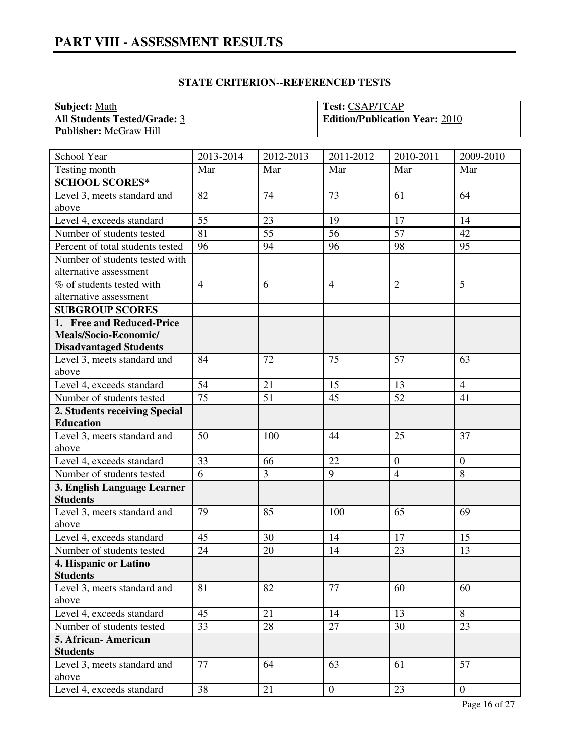# PART VIII - ASSESSMENT RESULTS

**STATE CRITERION--REFERENCED TESTS**

| | |
|---|---|
| **Subject:** Math | **Test:** CSAP/TCAP |
| **All Students Tested/Grade:** 3 | **Edition/Publication Year:** 2010 |
| **Publisher:** McGraw Hill | |

| School Year | 2013-2014 | 2012-2013 | 2011-2012 | 2010-2011 | 2009-2010 |
|---|---|---|---|---|---|
| Testing month | Mar | Mar | Mar | Mar | Mar |
| **SCHOOL SCORES*** | | | | | |
| Level 3, meets standard and above | 82 | 74 | 73 | 61 | 64 |
| Level 4, exceeds standard | 55 | 23 | 19 | 17 | 14 |
| Number of students tested | 81 | 55 | 56 | 57 | 42 |
| Percent of total students tested | 96 | 94 | 96 | 98 | 95 |
| Number of students tested with alternative assessment | | | | | |
| % of students tested with alternative assessment | 4 | 6 | 4 | 2 | 5 |
| **SUBGROUP SCORES** | | | | | |
| **1. Free and Reduced-Price Meals/Socio-Economic/ Disadvantaged Students** | | | | | |
| Level 3, meets standard and above | 84 | 72 | 75 | 57 | 63 |
| Level 4, exceeds standard | 54 | 21 | 15 | 13 | 4 |
| Number of students tested | 75 | 51 | 45 | 52 | 41 |
| **2. Students receiving Special Education** | | | | | |
| Level 3, meets standard and above | 50 | 100 | 44 | 25 | 37 |
| Level 4, exceeds standard | 33 | 66 | 22 | 0 | 0 |
| Number of students tested | 6 | 3 | 9 | 4 | 8 |
| **3. English Language Learner Students** | | | | | |
| Level 3, meets standard and above | 79 | 85 | 100 | 65 | 69 |
| Level 4, exceeds standard | 45 | 30 | 14 | 17 | 15 |
| Number of students tested | 24 | 20 | 14 | 23 | 13 |
| **4. Hispanic or Latino Students** | | | | | |
| Level 3, meets standard and above | 81 | 82 | 77 | 60 | 60 |
| Level 4, exceeds standard | 45 | 21 | 14 | 13 | 8 |
| Number of students tested | 33 | 28 | 27 | 30 | 23 |
| **5. African- American Students** | | | | | |
| Level 3, meets standard and above | 77 | 64 | 63 | 61 | 57 |
| Level 4, exceeds standard | 38 | 21 | 0 | 23 | 0 |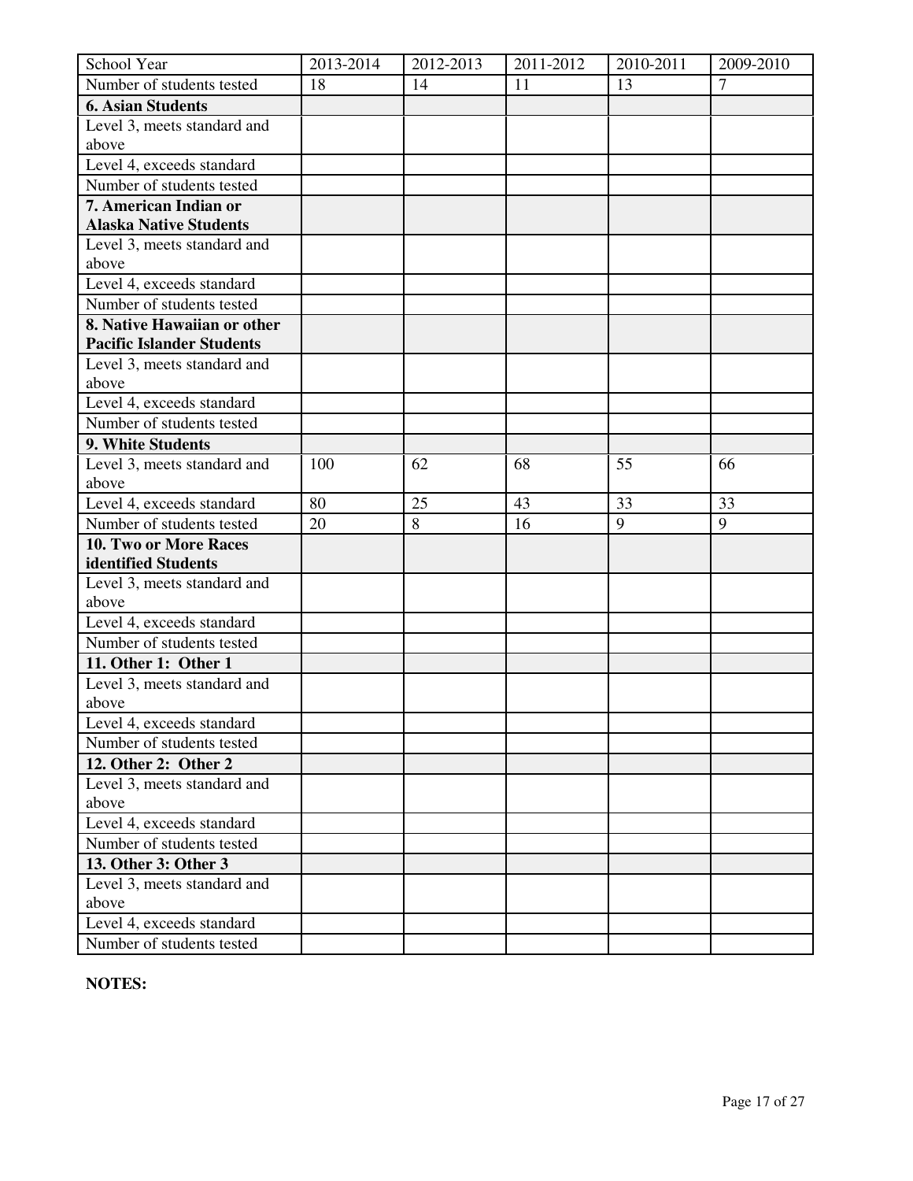| School Year | 2013-2014 | 2012-2013 | 2011-2012 | 2010-2011 | 2009-2010 |
|---|---|---|---|---|---|
| Number of students tested | 18 | 14 | 11 | 13 | 7 |
| **6. Asian Students** | | | | | |
| Level 3, meets standard and above | | | | | |
| Level 4, exceeds standard | | | | | |
| Number of students tested | | | | | |
| **7. American Indian or Alaska Native Students** | | | | | |
| Level 3, meets standard and above | | | | | |
| Level 4, exceeds standard | | | | | |
| Number of students tested | | | | | |
| **8. Native Hawaiian or other Pacific Islander Students** | | | | | |
| Level 3, meets standard and above | | | | | |
| Level 4, exceeds standard | | | | | |
| Number of students tested | | | | | |
| **9. White Students** | | | | | |
| Level 3, meets standard and above | 100 | 62 | 68 | 55 | 66 |
| Level 4, exceeds standard | 80 | 25 | 43 | 33 | 33 |
| Number of students tested | 20 | 8 | 16 | 9 | 9 |
| **10. Two or More Races identified Students** | | | | | |
| Level 3, meets standard and above | | | | | |
| Level 4, exceeds standard | | | | | |
| Number of students tested | | | | | |
| **11. Other 1: Other 1** | | | | | |
| Level 3, meets standard and above | | | | | |
| Level 4, exceeds standard | | | | | |
| Number of students tested | | | | | |
| **12. Other 2: Other 2** | | | | | |
| Level 3, meets standard and above | | | | | |
| Level 4, exceeds standard | | | | | |
| Number of students tested | | | | | |
| **13. Other 3: Other 3** | | | | | |
| Level 3, meets standard and above | | | | | |
| Level 4, exceeds standard | | | | | |
| Number of students tested | | | | | |

**NOTES:**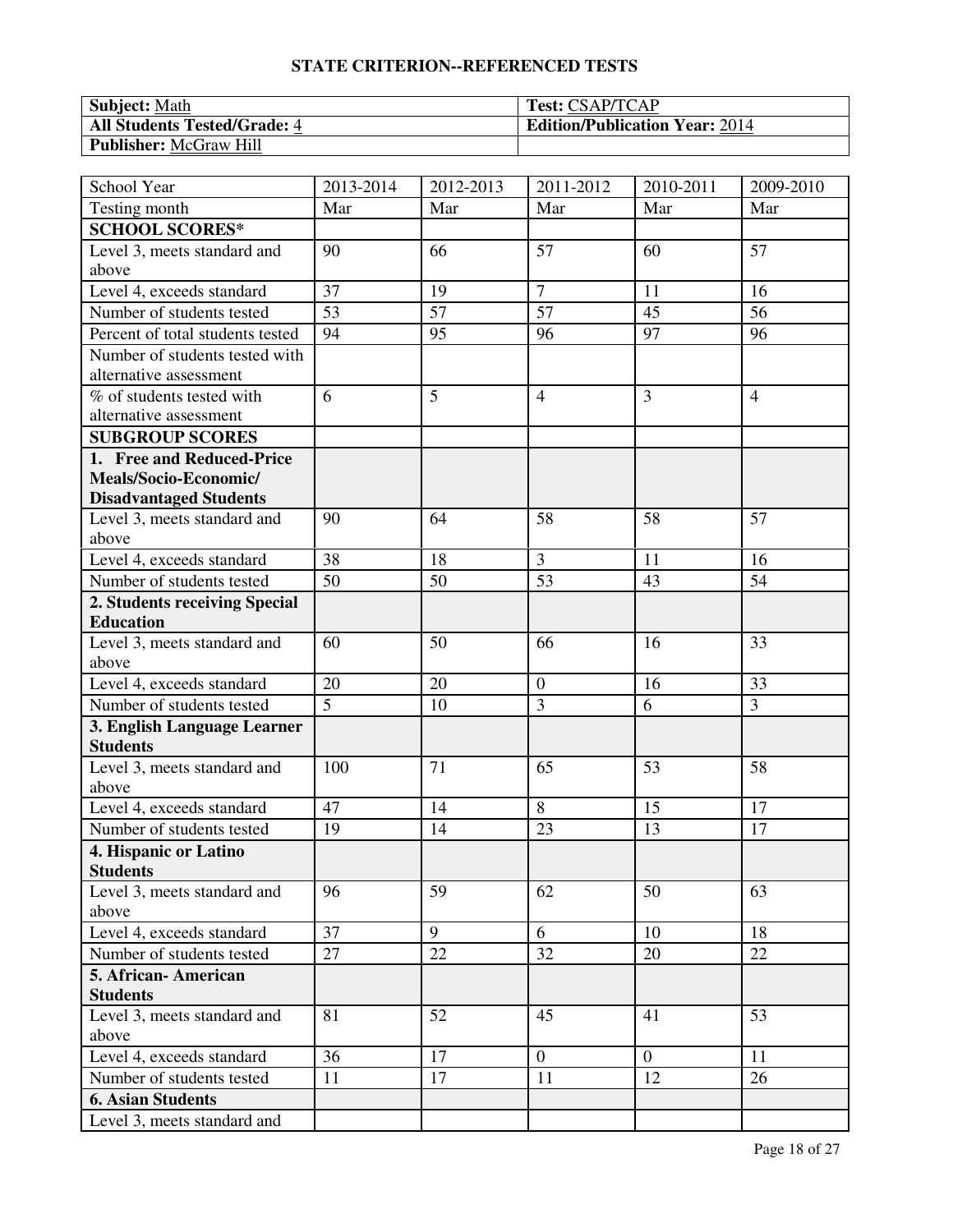**STATE CRITERION--REFERENCED TESTS**

| **Subject:** Math | **Test:** CSAP/TCAP |
|---|---|
| **All Students Tested/Grade:** 4 | **Edition/Publication Year:** 2014 |
| **Publisher:** McGraw Hill | |

| School Year | 2013-2014 | 2012-2013 | 2011-2012 | 2010-2011 | 2009-2010 |
|---|---|---|---|---|---|
| Testing month | Mar | Mar | Mar | Mar | Mar |
| **SCHOOL SCORES*** | | | | | |
| Level 3, meets standard and above | 90 | 66 | 57 | 60 | 57 |
| Level 4, exceeds standard | 37 | 19 | 7 | 11 | 16 |
| Number of students tested | 53 | 57 | 57 | 45 | 56 |
| Percent of total students tested | 94 | 95 | 96 | 97 | 96 |
| Number of students tested with alternative assessment | | | | | |
| % of students tested with alternative assessment | 6 | 5 | 4 | 3 | 4 |
| **SUBGROUP SCORES** | | | | | |
| **1. Free and Reduced-Price Meals/Socio-Economic/ Disadvantaged Students** | | | | | |
| Level 3, meets standard and above | 90 | 64 | 58 | 58 | 57 |
| Level 4, exceeds standard | 38 | 18 | 3 | 11 | 16 |
| Number of students tested | 50 | 50 | 53 | 43 | 54 |
| **2. Students receiving Special Education** | | | | | |
| Level 3, meets standard and above | 60 | 50 | 66 | 16 | 33 |
| Level 4, exceeds standard | 20 | 20 | 0 | 16 | 33 |
| Number of students tested | 5 | 10 | 3 | 6 | 3 |
| **3. English Language Learner Students** | | | | | |
| Level 3, meets standard and above | 100 | 71 | 65 | 53 | 58 |
| Level 4, exceeds standard | 47 | 14 | 8 | 15 | 17 |
| Number of students tested | 19 | 14 | 23 | 13 | 17 |
| **4. Hispanic or Latino Students** | | | | | |
| Level 3, meets standard and above | 96 | 59 | 62 | 50 | 63 |
| Level 4, exceeds standard | 37 | 9 | 6 | 10 | 18 |
| Number of students tested | 27 | 22 | 32 | 20 | 22 |
| **5. African- American Students** | | | | | |
| Level 3, meets standard and above | 81 | 52 | 45 | 41 | 53 |
| Level 4, exceeds standard | 36 | 17 | 0 | 0 | 11 |
| Number of students tested | 11 | 17 | 11 | 12 | 26 |
| **6. Asian Students** | | | | | |
| Level 3, meets standard and | | | | | |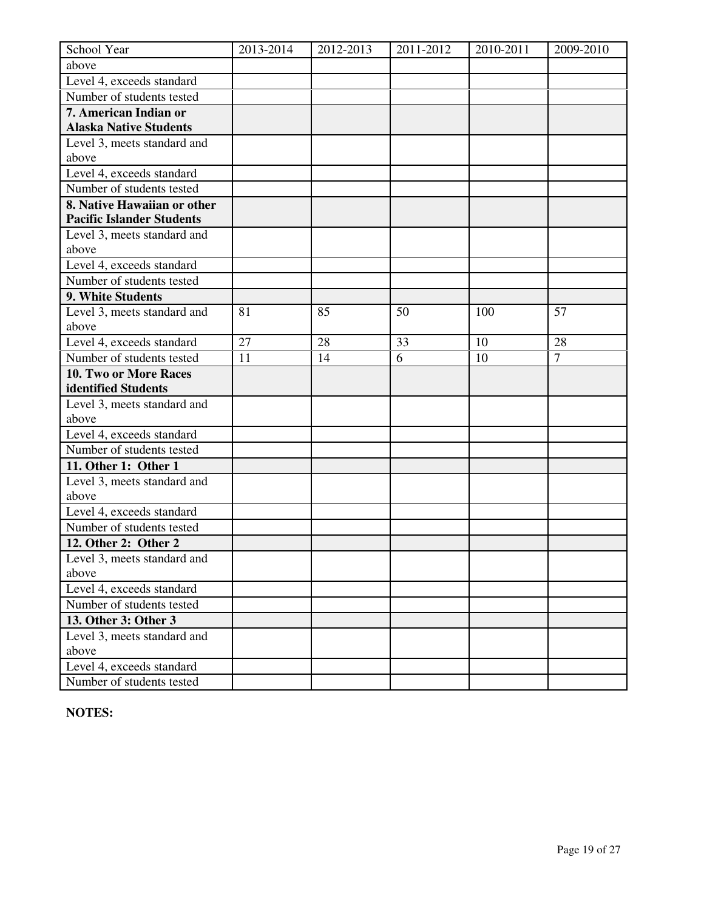| School Year | 2013-2014 | 2012-2013 | 2011-2012 | 2010-2011 | 2009-2010 |
|---|---|---|---|---|---|
| above | | | | | |
| Level 4, exceeds standard | | | | | |
| Number of students tested | | | | | |
| **7. American Indian or Alaska Native Students** | | | | | |
| Level 3, meets standard and above | | | | | |
| Level 4, exceeds standard | | | | | |
| Number of students tested | | | | | |
| **8. Native Hawaiian or other Pacific Islander Students** | | | | | |
| Level 3, meets standard and above | | | | | |
| Level 4, exceeds standard | | | | | |
| Number of students tested | | | | | |
| **9. White Students** | | | | | |
| Level 3, meets standard and above | 81 | 85 | 50 | 100 | 57 |
| Level 4, exceeds standard | 27 | 28 | 33 | 10 | 28 |
| Number of students tested | 11 | 14 | 6 | 10 | 7 |
| **10. Two or More Races identified Students** | | | | | |
| Level 3, meets standard and above | | | | | |
| Level 4, exceeds standard | | | | | |
| Number of students tested | | | | | |
| **11. Other 1: Other 1** | | | | | |
| Level 3, meets standard and above | | | | | |
| Level 4, exceeds standard | | | | | |
| Number of students tested | | | | | |
| **12. Other 2: Other 2** | | | | | |
| Level 3, meets standard and above | | | | | |
| Level 4, exceeds standard | | | | | |
| Number of students tested | | | | | |
| **13. Other 3: Other 3** | | | | | |
| Level 3, meets standard and above | | | | | |
| Level 4, exceeds standard | | | | | |
| Number of students tested | | | | | |

**NOTES:**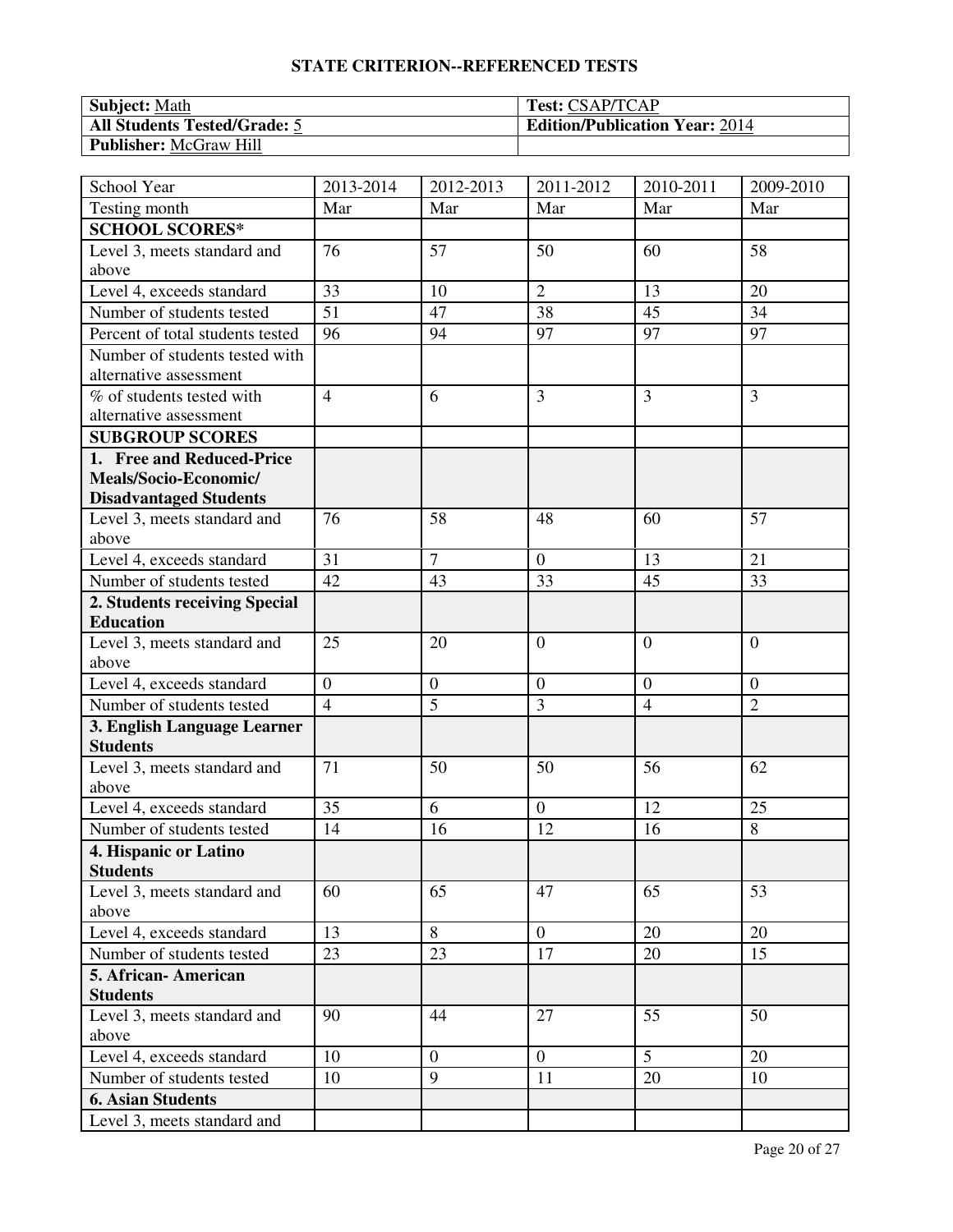**STATE CRITERION--REFERENCED TESTS**

| **Subject:** Math | **Test:** CSAP/TCAP |
|---|---|
| **All Students Tested/Grade:** 5 | **Edition/Publication Year:** 2014 |
| **Publisher:** McGraw Hill | |

| School Year | 2013-2014 | 2012-2013 | 2011-2012 | 2010-2011 | 2009-2010 |
|---|---|---|---|---|---|
| Testing month | Mar | Mar | Mar | Mar | Mar |
| **SCHOOL SCORES*** | | | | | |
| Level 3, meets standard and above | 76 | 57 | 50 | 60 | 58 |
| Level 4, exceeds standard | 33 | 10 | 2 | 13 | 20 |
| Number of students tested | 51 | 47 | 38 | 45 | 34 |
| Percent of total students tested | 96 | 94 | 97 | 97 | 97 |
| Number of students tested with alternative assessment | | | | | |
| % of students tested with alternative assessment | 4 | 6 | 3 | 3 | 3 |
| **SUBGROUP SCORES** | | | | | |
| **1. Free and Reduced-Price Meals/Socio-Economic/ Disadvantaged Students** | | | | | |
| Level 3, meets standard and above | 76 | 58 | 48 | 60 | 57 |
| Level 4, exceeds standard | 31 | 7 | 0 | 13 | 21 |
| Number of students tested | 42 | 43 | 33 | 45 | 33 |
| **2. Students receiving Special Education** | | | | | |
| Level 3, meets standard and above | 25 | 20 | 0 | 0 | 0 |
| Level 4, exceeds standard | 0 | 0 | 0 | 0 | 0 |
| Number of students tested | 4 | 5 | 3 | 4 | 2 |
| **3. English Language Learner Students** | | | | | |
| Level 3, meets standard and above | 71 | 50 | 50 | 56 | 62 |
| Level 4, exceeds standard | 35 | 6 | 0 | 12 | 25 |
| Number of students tested | 14 | 16 | 12 | 16 | 8 |
| **4. Hispanic or Latino Students** | | | | | |
| Level 3, meets standard and above | 60 | 65 | 47 | 65 | 53 |
| Level 4, exceeds standard | 13 | 8 | 0 | 20 | 20 |
| Number of students tested | 23 | 23 | 17 | 20 | 15 |
| **5. African- American Students** | | | | | |
| Level 3, meets standard and above | 90 | 44 | 27 | 55 | 50 |
| Level 4, exceeds standard | 10 | 0 | 0 | 5 | 20 |
| Number of students tested | 10 | 9 | 11 | 20 | 10 |
| **6. Asian Students** | | | | | |
| Level 3, meets standard and | | | | | |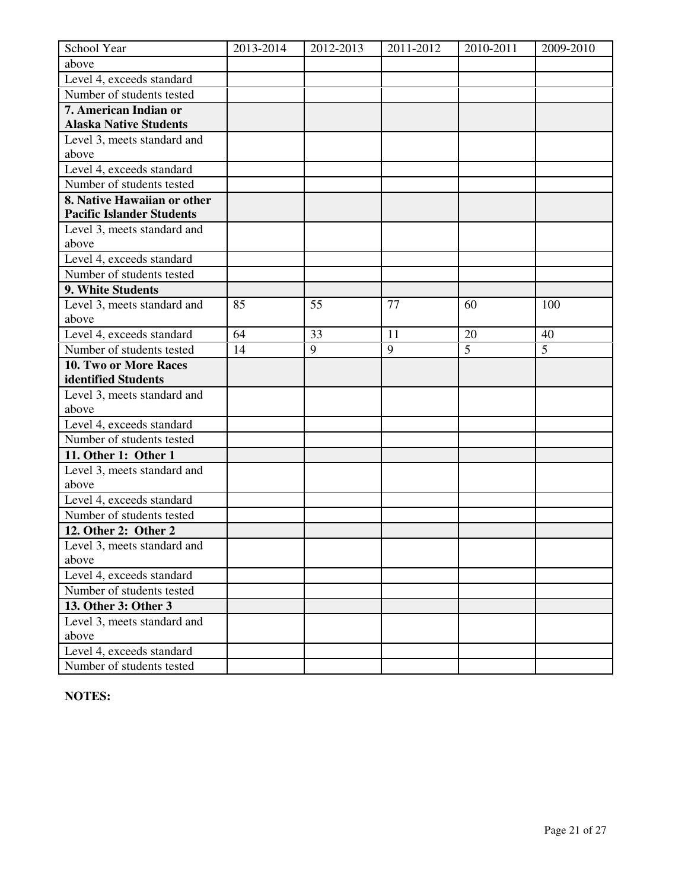| School Year | 2013-2014 | 2012-2013 | 2011-2012 | 2010-2011 | 2009-2010 |
|---|---|---|---|---|---|
| above | | | | | |
| Level 4, exceeds standard | | | | | |
| Number of students tested | | | | | |
| **7. American Indian or Alaska Native Students** | | | | | |
| Level 3, meets standard and above | | | | | |
| Level 4, exceeds standard | | | | | |
| Number of students tested | | | | | |
| **8. Native Hawaiian or other Pacific Islander Students** | | | | | |
| Level 3, meets standard and above | | | | | |
| Level 4, exceeds standard | | | | | |
| Number of students tested | | | | | |
| **9. White Students** | | | | | |
| Level 3, meets standard and above | 85 | 55 | 77 | 60 | 100 |
| Level 4, exceeds standard | 64 | 33 | 11 | 20 | 40 |
| Number of students tested | 14 | 9 | 9 | 5 | 5 |
| **10. Two or More Races identified Students** | | | | | |
| Level 3, meets standard and above | | | | | |
| Level 4, exceeds standard | | | | | |
| Number of students tested | | | | | |
| **11. Other 1: Other 1** | | | | | |
| Level 3, meets standard and above | | | | | |
| Level 4, exceeds standard | | | | | |
| Number of students tested | | | | | |
| **12. Other 2: Other 2** | | | | | |
| Level 3, meets standard and above | | | | | |
| Level 4, exceeds standard | | | | | |
| Number of students tested | | | | | |
| **13. Other 3: Other 3** | | | | | |
| Level 3, meets standard and above | | | | | |
| Level 4, exceeds standard | | | | | |
| Number of students tested | | | | | |

**NOTES:**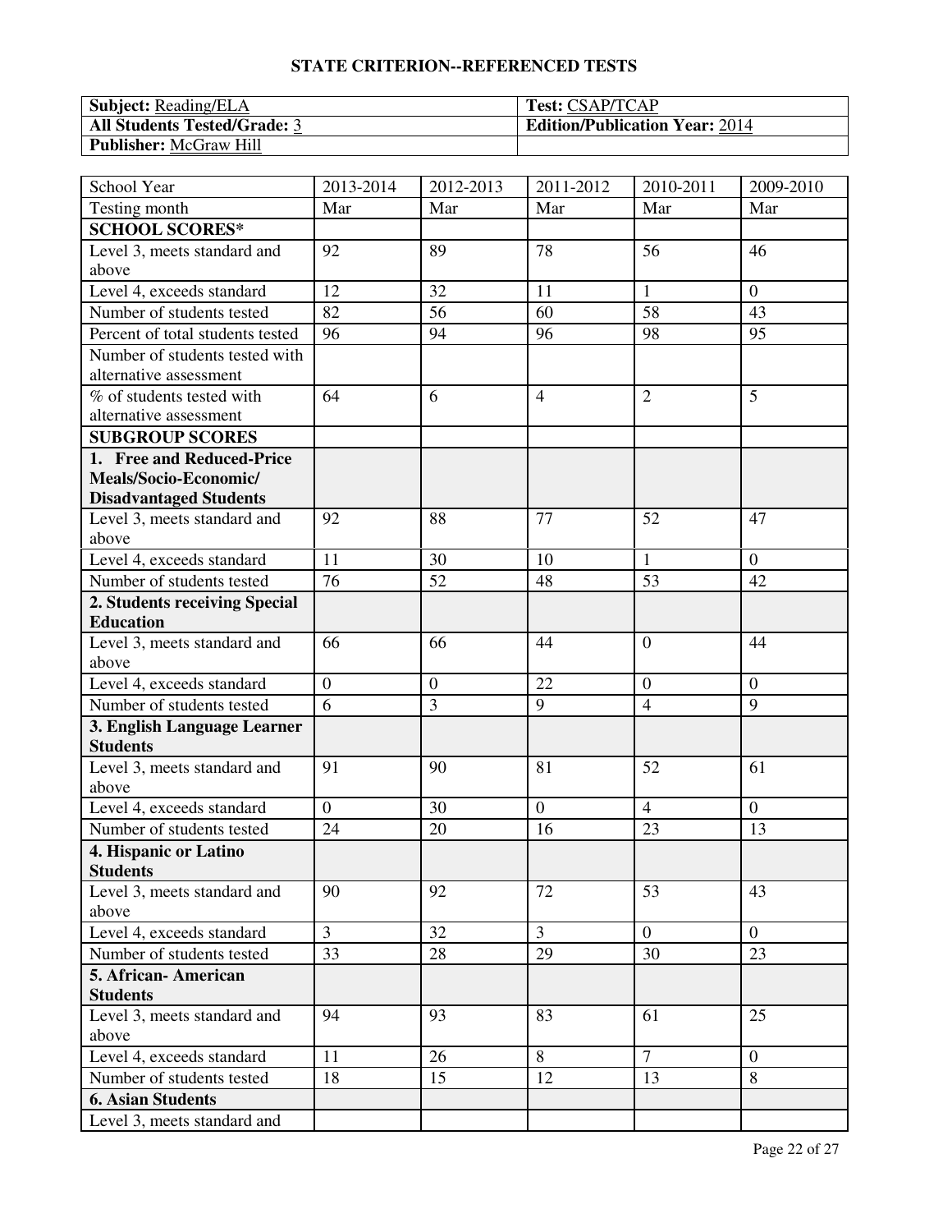### STATE CRITERION--REFERENCED TESTS

| **Subject:** Reading/ELA | **Test:** CSAP/TCAP |
|---|---|
| **All Students Tested/Grade:** 3 | **Edition/Publication Year:** 2014 |
| **Publisher:** McGraw Hill | |

| School Year | 2013-2014 | 2012-2013 | 2011-2012 | 2010-2011 | 2009-2010 |
|---|---|---|---|---|---|
| Testing month | Mar | Mar | Mar | Mar | Mar |
| **SCHOOL SCORES*** | | | | | |
| Level 3, meets standard and above | 92 | 89 | 78 | 56 | 46 |
| Level 4, exceeds standard | 12 | 32 | 11 | 1 | 0 |
| Number of students tested | 82 | 56 | 60 | 58 | 43 |
| Percent of total students tested | 96 | 94 | 96 | 98 | 95 |
| Number of students tested with alternative assessment | | | | | |
| % of students tested with alternative assessment | 64 | 6 | 4 | 2 | 5 |
| **SUBGROUP SCORES** | | | | | |
| **1. Free and Reduced-Price Meals/Socio-Economic/ Disadvantaged Students** | | | | | |
| Level 3, meets standard and above | 92 | 88 | 77 | 52 | 47 |
| Level 4, exceeds standard | 11 | 30 | 10 | 1 | 0 |
| Number of students tested | 76 | 52 | 48 | 53 | 42 |
| **2. Students receiving Special Education** | | | | | |
| Level 3, meets standard and above | 66 | 66 | 44 | 0 | 44 |
| Level 4, exceeds standard | 0 | 0 | 22 | 0 | 0 |
| Number of students tested | 6 | 3 | 9 | 4 | 9 |
| **3. English Language Learner Students** | | | | | |
| Level 3, meets standard and above | 91 | 90 | 81 | 52 | 61 |
| Level 4, exceeds standard | 0 | 30 | 0 | 4 | 0 |
| Number of students tested | 24 | 20 | 16 | 23 | 13 |
| **4. Hispanic or Latino Students** | | | | | |
| Level 3, meets standard and above | 90 | 92 | 72 | 53 | 43 |
| Level 4, exceeds standard | 3 | 32 | 3 | 0 | 0 |
| Number of students tested | 33 | 28 | 29 | 30 | 23 |
| **5. African- American Students** | | | | | |
| Level 3, meets standard and above | 94 | 93 | 83 | 61 | 25 |
| Level 4, exceeds standard | 11 | 26 | 8 | 7 | 0 |
| Number of students tested | 18 | 15 | 12 | 13 | 8 |
| **6. Asian Students** | | | | | |
| Level 3, meets standard and | | | | | |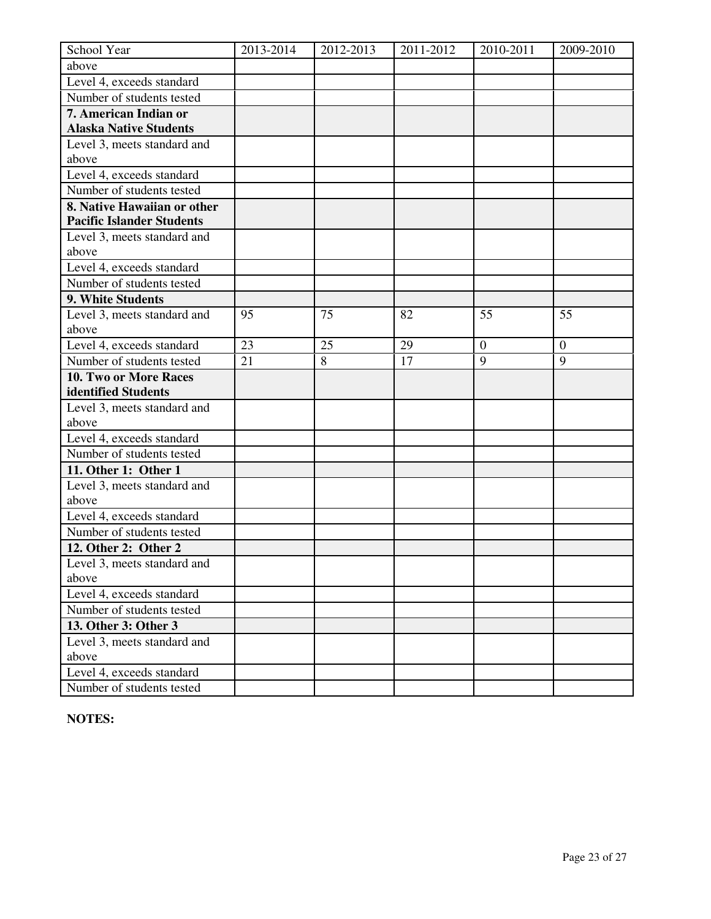| School Year | 2013-2014 | 2012-2013 | 2011-2012 | 2010-2011 | 2009-2010 |
|---|---|---|---|---|---|
| above | | | | | |
| Level 4, exceeds standard | | | | | |
| Number of students tested | | | | | |
| **7. American Indian or Alaska Native Students** | | | | | |
| Level 3, meets standard and above | | | | | |
| Level 4, exceeds standard | | | | | |
| Number of students tested | | | | | |
| **8. Native Hawaiian or other Pacific Islander Students** | | | | | |
| Level 3, meets standard and above | | | | | |
| Level 4, exceeds standard | | | | | |
| Number of students tested | | | | | |
| **9. White Students** | | | | | |
| Level 3, meets standard and above | 95 | 75 | 82 | 55 | 55 |
| Level 4, exceeds standard | 23 | 25 | 29 | 0 | 0 |
| Number of students tested | 21 | 8 | 17 | 9 | 9 |
| **10. Two or More Races identified Students** | | | | | |
| Level 3, meets standard and above | | | | | |
| Level 4, exceeds standard | | | | | |
| Number of students tested | | | | | |
| **11. Other 1: Other 1** | | | | | |
| Level 3, meets standard and above | | | | | |
| Level 4, exceeds standard | | | | | |
| Number of students tested | | | | | |
| **12. Other 2: Other 2** | | | | | |
| Level 3, meets standard and above | | | | | |
| Level 4, exceeds standard | | | | | |
| Number of students tested | | | | | |
| **13. Other 3: Other 3** | | | | | |
| Level 3, meets standard and above | | | | | |
| Level 4, exceeds standard | | | | | |
| Number of students tested | | | | | |

**NOTES:**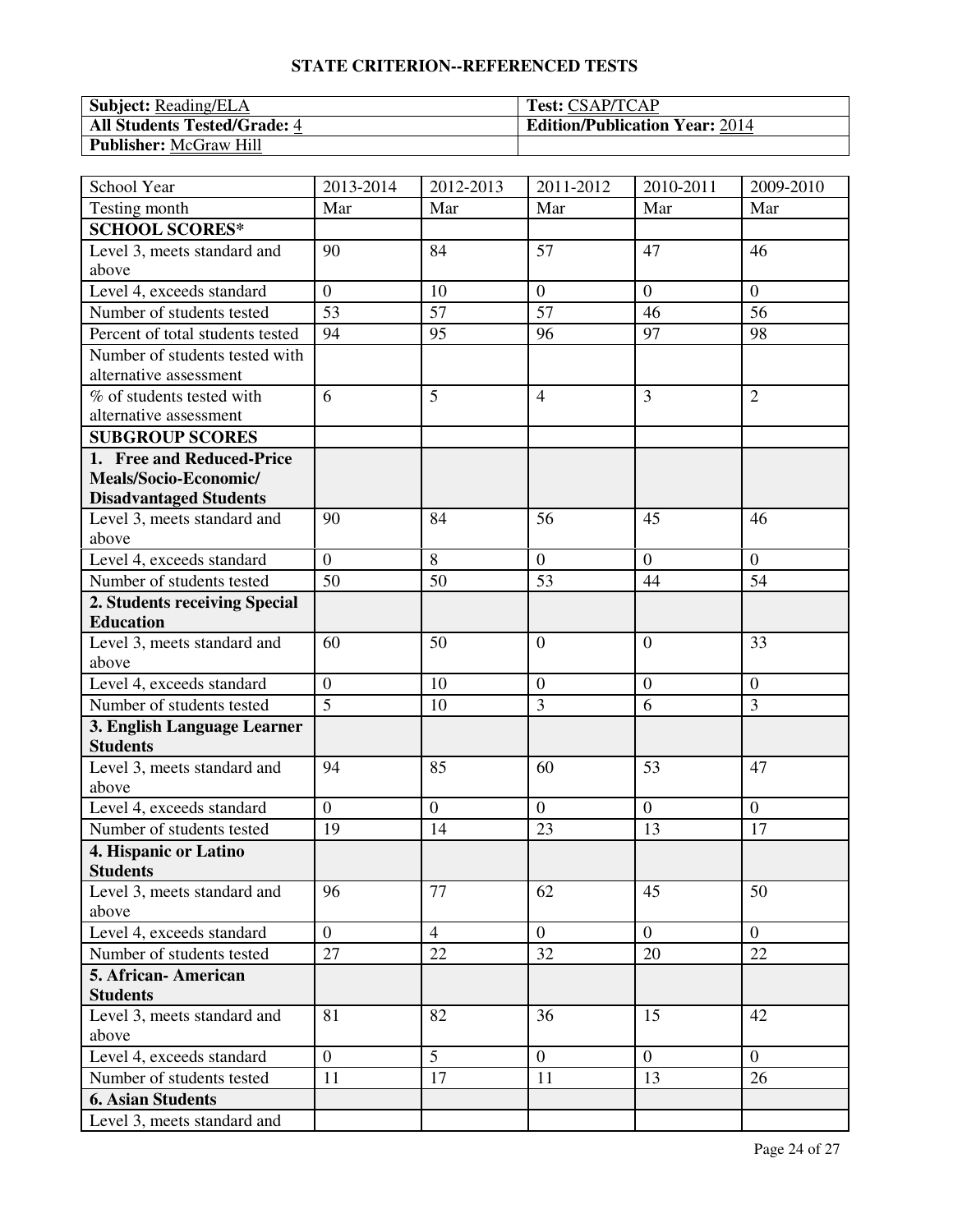**STATE CRITERION--REFERENCED TESTS**

| Subject: Reading/ELA | Test: CSAP/TCAP |
|---|---|
| **All Students Tested/Grade:** 4 | **Edition/Publication Year:** 2014 |
| **Publisher:** McGraw Hill | |

| School Year | 2013-2014 | 2012-2013 | 2011-2012 | 2010-2011 | 2009-2010 |
|---|---|---|---|---|---|
| Testing month | Mar | Mar | Mar | Mar | Mar |
| **SCHOOL SCORES*** | | | | | |
| Level 3, meets standard and above | 90 | 84 | 57 | 47 | 46 |
| Level 4, exceeds standard | 0 | 10 | 0 | 0 | 0 |
| Number of students tested | 53 | 57 | 57 | 46 | 56 |
| Percent of total students tested | 94 | 95 | 96 | 97 | 98 |
| Number of students tested with alternative assessment | | | | | |
| % of students tested with alternative assessment | 6 | 5 | 4 | 3 | 2 |
| **SUBGROUP SCORES** | | | | | |
| **1. Free and Reduced-Price Meals/Socio-Economic/ Disadvantaged Students** | | | | | |
| Level 3, meets standard and above | 90 | 84 | 56 | 45 | 46 |
| Level 4, exceeds standard | 0 | 8 | 0 | 0 | 0 |
| Number of students tested | 50 | 50 | 53 | 44 | 54 |
| **2. Students receiving Special Education** | | | | | |
| Level 3, meets standard and above | 60 | 50 | 0 | 0 | 33 |
| Level 4, exceeds standard | 0 | 10 | 0 | 0 | 0 |
| Number of students tested | 5 | 10 | 3 | 6 | 3 |
| **3. English Language Learner Students** | | | | | |
| Level 3, meets standard and above | 94 | 85 | 60 | 53 | 47 |
| Level 4, exceeds standard | 0 | 0 | 0 | 0 | 0 |
| Number of students tested | 19 | 14 | 23 | 13 | 17 |
| **4. Hispanic or Latino Students** | | | | | |
| Level 3, meets standard and above | 96 | 77 | 62 | 45 | 50 |
| Level 4, exceeds standard | 0 | 4 | 0 | 0 | 0 |
| Number of students tested | 27 | 22 | 32 | 20 | 22 |
| **5. African- American Students** | | | | | |
| Level 3, meets standard and above | 81 | 82 | 36 | 15 | 42 |
| Level 4, exceeds standard | 0 | 5 | 0 | 0 | 0 |
| Number of students tested | 11 | 17 | 11 | 13 | 26 |
| **6. Asian Students** | | | | | |
| Level 3, meets standard and | | | | | |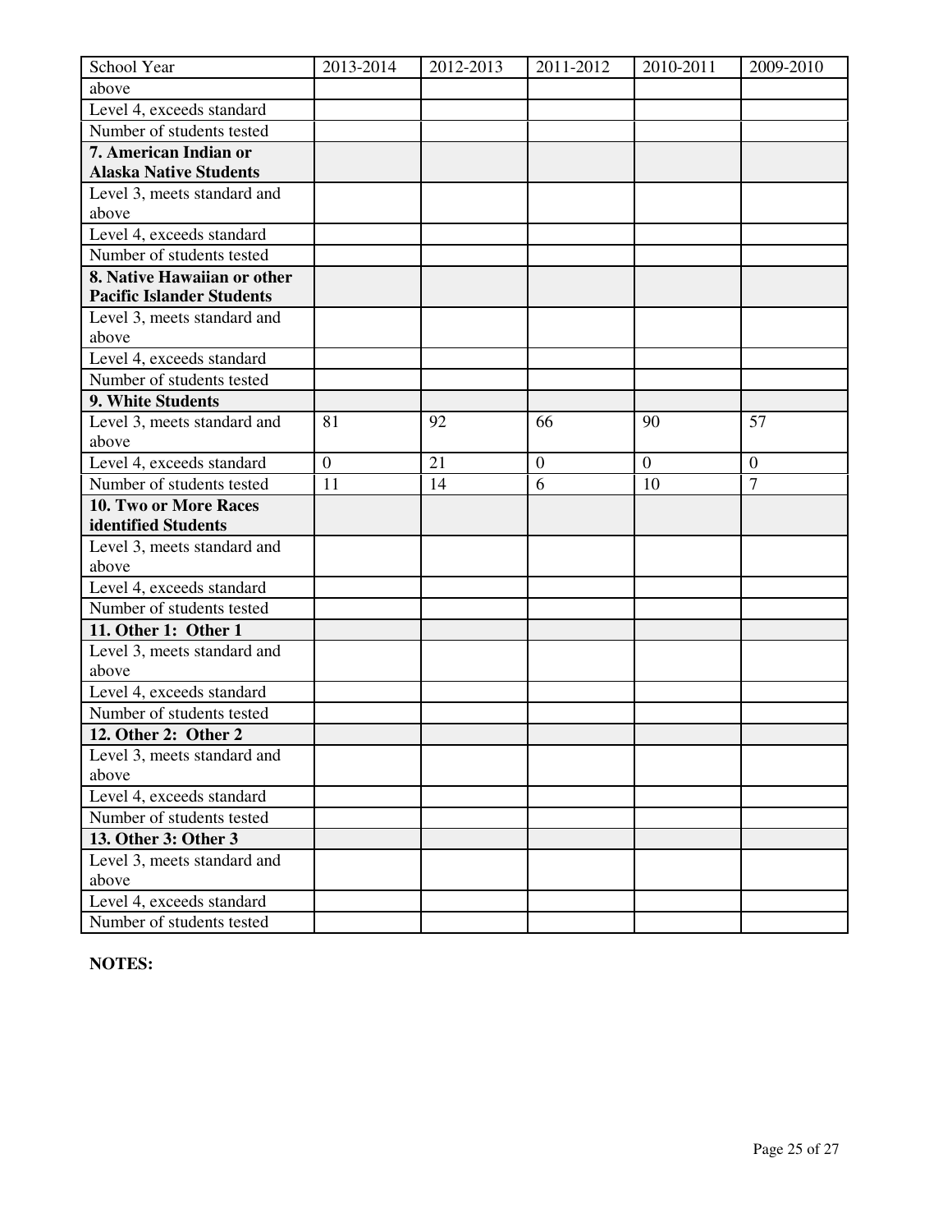| School Year | 2013-2014 | 2012-2013 | 2011-2012 | 2010-2011 | 2009-2010 |
|---|---|---|---|---|---|
| above | | | | | |
| Level 4, exceeds standard | | | | | |
| Number of students tested | | | | | |
| **7. American Indian or Alaska Native Students** | | | | | |
| Level 3, meets standard and above | | | | | |
| Level 4, exceeds standard | | | | | |
| Number of students tested | | | | | |
| **8. Native Hawaiian or other Pacific Islander Students** | | | | | |
| Level 3, meets standard and above | | | | | |
| Level 4, exceeds standard | | | | | |
| Number of students tested | | | | | |
| **9. White Students** | | | | | |
| Level 3, meets standard and above | 81 | 92 | 66 | 90 | 57 |
| Level 4, exceeds standard | 0 | 21 | 0 | 0 | 0 |
| Number of students tested | 11 | 14 | 6 | 10 | 7 |
| **10. Two or More Races identified Students** | | | | | |
| Level 3, meets standard and above | | | | | |
| Level 4, exceeds standard | | | | | |
| Number of students tested | | | | | |
| **11. Other 1: Other 1** | | | | | |
| Level 3, meets standard and above | | | | | |
| Level 4, exceeds standard | | | | | |
| Number of students tested | | | | | |
| **12. Other 2: Other 2** | | | | | |
| Level 3, meets standard and above | | | | | |
| Level 4, exceeds standard | | | | | |
| Number of students tested | | | | | |
| **13. Other 3: Other 3** | | | | | |
| Level 3, meets standard and above | | | | | |
| Level 4, exceeds standard | | | | | |
| Number of students tested | | | | | |

**NOTES:**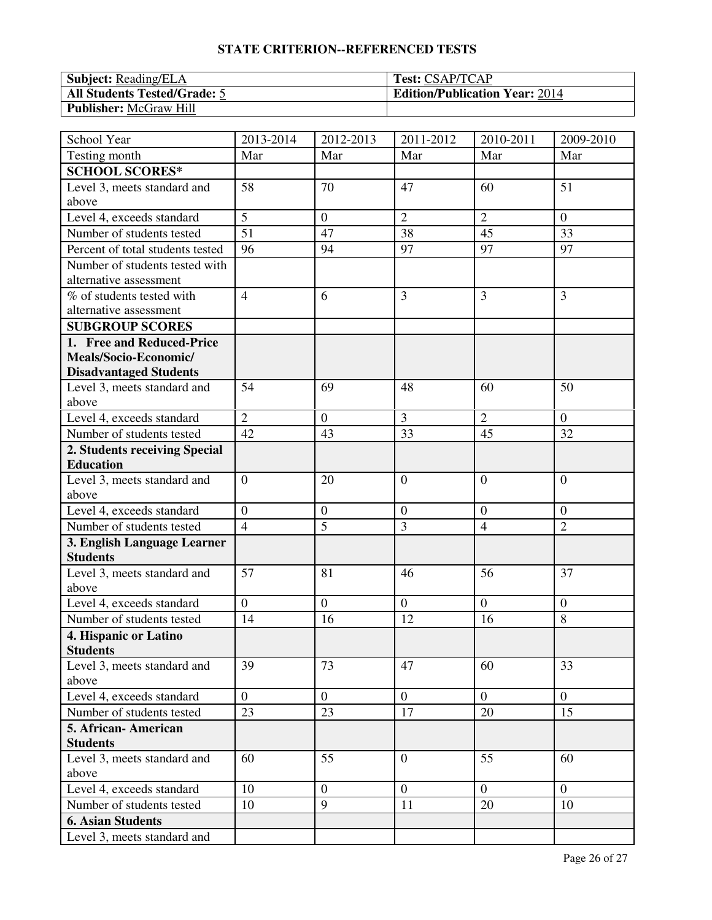**STATE CRITERION--REFERENCED TESTS**

| **Subject:** Reading/ELA | **Test:** CSAP/TCAP |
|---|---|
| **All Students Tested/Grade:** 5 | **Edition/Publication Year:** 2014 |
| **Publisher:** McGraw Hill | |

| School Year | 2013-2014 | 2012-2013 | 2011-2012 | 2010-2011 | 2009-2010 |
|---|---|---|---|---|---|
| Testing month | Mar | Mar | Mar | Mar | Mar |
| **SCHOOL SCORES*** | | | | | |
| Level 3, meets standard and above | 58 | 70 | 47 | 60 | 51 |
| Level 4, exceeds standard | 5 | 0 | 2 | 2 | 0 |
| Number of students tested | 51 | 47 | 38 | 45 | 33 |
| Percent of total students tested | 96 | 94 | 97 | 97 | 97 |
| Number of students tested with alternative assessment | | | | | |
| % of students tested with alternative assessment | 4 | 6 | 3 | 3 | 3 |
| **SUBGROUP SCORES** | | | | | |
| **1. Free and Reduced-Price Meals/Socio-Economic/ Disadvantaged Students** | | | | | |
| Level 3, meets standard and above | 54 | 69 | 48 | 60 | 50 |
| Level 4, exceeds standard | 2 | 0 | 3 | 2 | 0 |
| Number of students tested | 42 | 43 | 33 | 45 | 32 |
| **2. Students receiving Special Education** | | | | | |
| Level 3, meets standard and above | 0 | 20 | 0 | 0 | 0 |
| Level 4, exceeds standard | 0 | 0 | 0 | 0 | 0 |
| Number of students tested | 4 | 5 | 3 | 4 | 2 |
| **3. English Language Learner Students** | | | | | |
| Level 3, meets standard and above | 57 | 81 | 46 | 56 | 37 |
| Level 4, exceeds standard | 0 | 0 | 0 | 0 | 0 |
| Number of students tested | 14 | 16 | 12 | 16 | 8 |
| **4. Hispanic or Latino Students** | | | | | |
| Level 3, meets standard and above | 39 | 73 | 47 | 60 | 33 |
| Level 4, exceeds standard | 0 | 0 | 0 | 0 | 0 |
| Number of students tested | 23 | 23 | 17 | 20 | 15 |
| **5. African- American Students** | | | | | |
| Level 3, meets standard and above | 60 | 55 | 0 | 55 | 60 |
| Level 4, exceeds standard | 10 | 0 | 0 | 0 | 0 |
| Number of students tested | 10 | 9 | 11 | 20 | 10 |
| **6. Asian Students** | | | | | |
| Level 3, meets standard and | | | | | |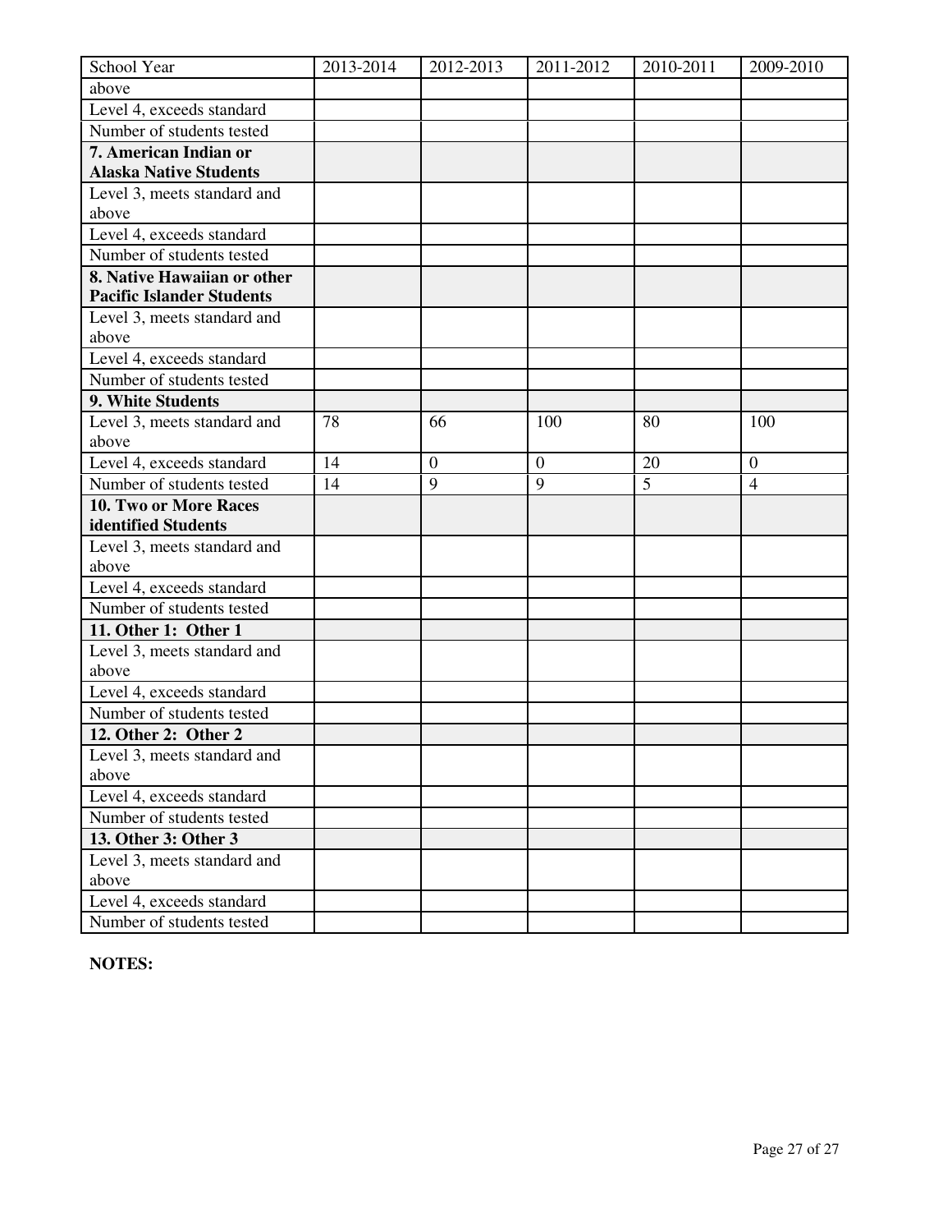| School Year | 2013-2014 | 2012-2013 | 2011-2012 | 2010-2011 | 2009-2010 |
|---|---|---|---|---|---|
| above | | | | | |
| Level 4, exceeds standard | | | | | |
| Number of students tested | | | | | |
| **7. American Indian or Alaska Native Students** | | | | | |
| Level 3, meets standard and above | | | | | |
| Level 4, exceeds standard | | | | | |
| Number of students tested | | | | | |
| **8. Native Hawaiian or other Pacific Islander Students** | | | | | |
| Level 3, meets standard and above | | | | | |
| Level 4, exceeds standard | | | | | |
| Number of students tested | | | | | |
| **9. White Students** | | | | | |
| Level 3, meets standard and above | 78 | 66 | 100 | 80 | 100 |
| Level 4, exceeds standard | 14 | 0 | 0 | 20 | 0 |
| Number of students tested | 14 | 9 | 9 | 5 | 4 |
| **10. Two or More Races identified Students** | | | | | |
| Level 3, meets standard and above | | | | | |
| Level 4, exceeds standard | | | | | |
| Number of students tested | | | | | |
| **11. Other 1: Other 1** | | | | | |
| Level 3, meets standard and above | | | | | |
| Level 4, exceeds standard | | | | | |
| Number of students tested | | | | | |
| **12. Other 2: Other 2** | | | | | |
| Level 3, meets standard and above | | | | | |
| Level 4, exceeds standard | | | | | |
| Number of students tested | | | | | |
| **13. Other 3: Other 3** | | | | | |
| Level 3, meets standard and above | | | | | |
| Level 4, exceeds standard | | | | | |
| Number of students tested | | | | | |

**NOTES:**